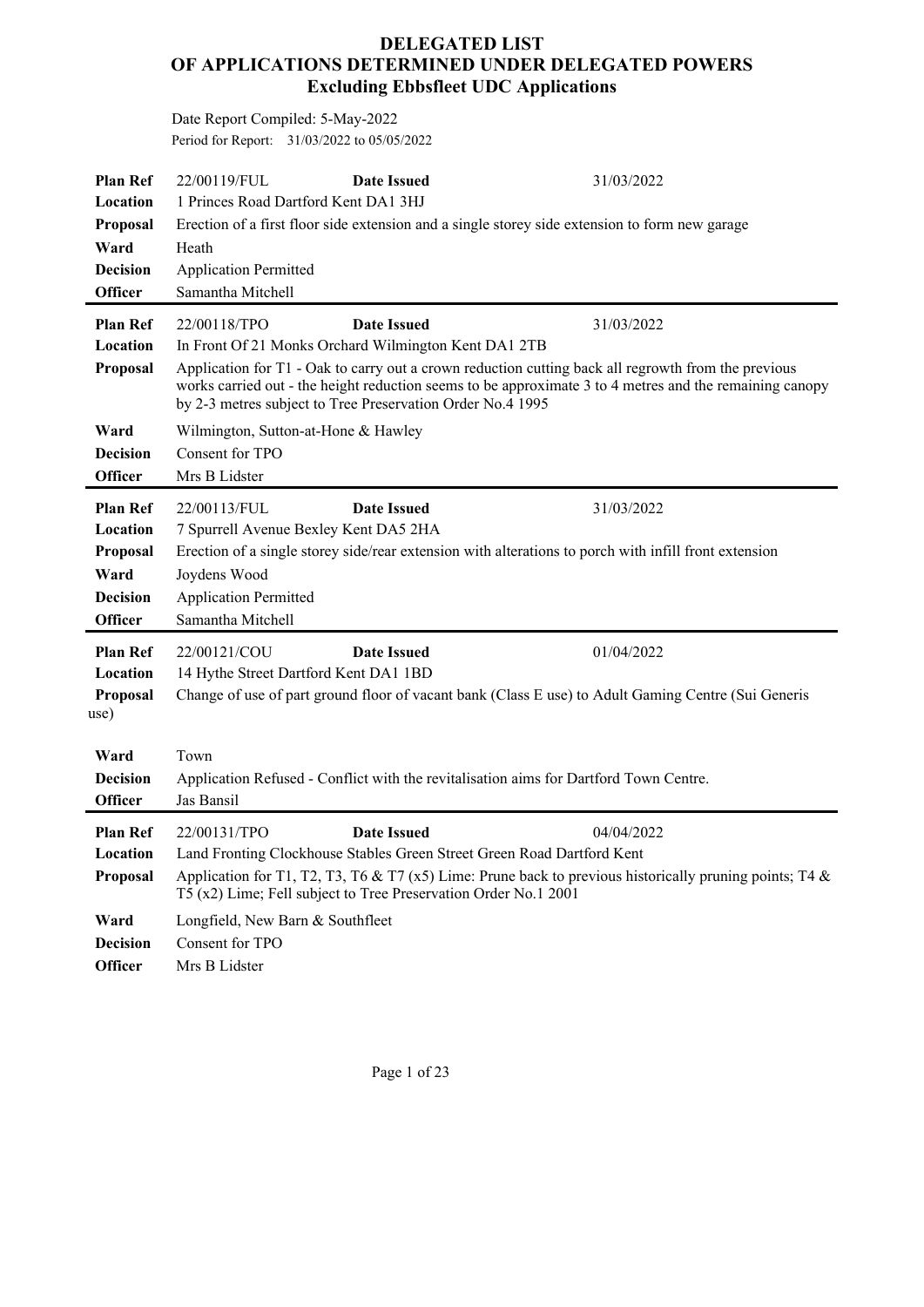# DELEGATED LIST
# OF APPLICATIONS DETERMINED UNDER DELEGATED POWERS
## Excluding Ebbsfleet UDC Applications

Date Report Compiled: 5-May-2022

Period for Report: 31/03/2022 to 05/05/2022

| | | | |
|---|---|---|---|
| **Plan Ref** | 22/00119/FUL | **Date Issued** | 31/03/2022 |
| **Location** | 1 Princes Road Dartford Kent DA1 3HJ | | |
| **Proposal** | Erection of a first floor side extension and a single storey side extension to form new garage | | |
| **Ward** | Heath | | |
| **Decision** | Application Permitted | | |
| **Officer** | Samantha Mitchell | | |

| | | | |
|---|---|---|---|
| **Plan Ref** | 22/00118/TPO | **Date Issued** | 31/03/2022 |
| **Location** | In Front Of 21 Monks Orchard Wilmington Kent DA1 2TB | | |
| **Proposal** | Application for T1 - Oak to carry out a crown reduction cutting back all regrowth from the previous works carried out - the height reduction seems to be approximate 3 to 4 metres and the remaining canopy by 2-3 metres subject to Tree Preservation Order No.4 1995 | | |
| **Ward** | Wilmington, Sutton-at-Hone & Hawley | | |
| **Decision** | Consent for TPO | | |
| **Officer** | Mrs B Lidster | | |

| | | | |
|---|---|---|---|
| **Plan Ref** | 22/00113/FUL | **Date Issued** | 31/03/2022 |
| **Location** | 7 Spurrell Avenue Bexley Kent DA5 2HA | | |
| **Proposal** | Erection of a single storey side/rear extension with alterations to porch with infill front extension | | |
| **Ward** | Joydens Wood | | |
| **Decision** | Application Permitted | | |
| **Officer** | Samantha Mitchell | | |

| | | | |
|---|---|---|---|
| **Plan Ref** | 22/00121/COU | **Date Issued** | 01/04/2022 |
| **Location** | 14 Hythe Street Dartford Kent DA1 1BD | | |
| **Proposal** | Change of use of part ground floor of vacant bank (Class E use) to Adult Gaming Centre (Sui Generis use) | | |
| **Ward** | Town | | |
| **Decision** | Application Refused - Conflict with the revitalisation aims for Dartford Town Centre. | | |
| **Officer** | Jas Bansil | | |

| | | | |
|---|---|---|---|
| **Plan Ref** | 22/00131/TPO | **Date Issued** | 04/04/2022 |
| **Location** | Land Fronting Clockhouse Stables Green Street Green Road Dartford Kent | | |
| **Proposal** | Application for T1, T2, T3, T6 & T7 (x5) Lime: Prune back to previous historically pruning points; T4 & T5 (x2) Lime; Fell subject to Tree Preservation Order No.1 2001 | | |
| **Ward** | Longfield, New Barn & Southfleet | | |
| **Decision** | Consent for TPO | | |
| **Officer** | Mrs B Lidster | | |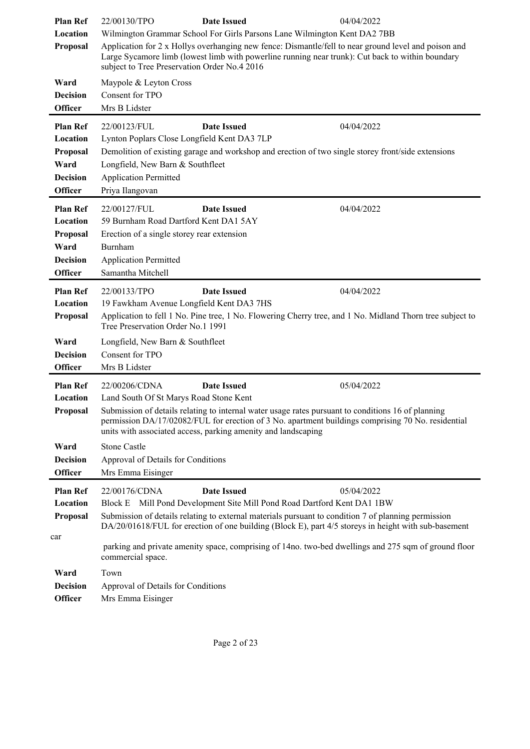| | | | |
|---|---|---|---|
| **Plan Ref** | 22/00130/TPO | **Date Issued** | 04/04/2022 |
| **Location** | Wilmington Grammar School For Girls Parsons Lane Wilmington Kent DA2 7BB | | |
| **Proposal** | Application for 2 x Hollys overhanging new fence: Dismantle/fell to near ground level and poison and Large Sycamore limb (lowest limb with powerline running near trunk): Cut back to within boundary subject to Tree Preservation Order No.4 2016 | | |
| **Ward** | Maypole & Leyton Cross | | |
| **Decision** | Consent for TPO | | |
| **Officer** | Mrs B Lidster | | |

| | | | |
|---|---|---|---|
| **Plan Ref** | 22/00123/FUL | **Date Issued** | 04/04/2022 |
| **Location** | Lynton Poplars Close Longfield Kent DA3 7LP | | |
| **Proposal** | Demolition of existing garage and workshop and erection of two single storey front/side extensions | | |
| **Ward** | Longfield, New Barn & Southfleet | | |
| **Decision** | Application Permitted | | |
| **Officer** | Priya Ilangovan | | |

| | | | |
|---|---|---|---|
| **Plan Ref** | 22/00127/FUL | **Date Issued** | 04/04/2022 |
| **Location** | 59 Burnham Road Dartford Kent DA1 5AY | | |
| **Proposal** | Erection of a single storey rear extension | | |
| **Ward** | Burnham | | |
| **Decision** | Application Permitted | | |
| **Officer** | Samantha Mitchell | | |

| | | | |
|---|---|---|---|
| **Plan Ref** | 22/00133/TPO | **Date Issued** | 04/04/2022 |
| **Location** | 19 Fawkham Avenue Longfield Kent DA3 7HS | | |
| **Proposal** | Application to fell 1 No. Pine tree, 1 No. Flowering Cherry tree, and 1 No. Midland Thorn tree subject to Tree Preservation Order No.1 1991 | | |
| **Ward** | Longfield, New Barn & Southfleet | | |
| **Decision** | Consent for TPO | | |
| **Officer** | Mrs B Lidster | | |

| | | | |
|---|---|---|---|
| **Plan Ref** | 22/00206/CDNA | **Date Issued** | 05/04/2022 |
| **Location** | Land South Of St Marys Road Stone Kent | | |
| **Proposal** | Submission of details relating to internal water usage rates pursuant to conditions 16 of planning permission DA/17/02082/FUL for erection of 3 No. apartment buildings comprising 70 No. residential units with associated access, parking amenity and landscaping | | |
| **Ward** | Stone Castle | | |
| **Decision** | Approval of Details for Conditions | | |
| **Officer** | Mrs Emma Eisinger | | |

| | | | |
|---|---|---|---|
| **Plan Ref** | 22/00176/CDNA | **Date Issued** | 05/04/2022 |
| **Location** | Block E Mill Pond Development Site Mill Pond Road Dartford Kent DA1 1BW | | |
| **Proposal** | Submission of details relating to external materials pursuant to condition 7 of planning permission DA/20/01618/FUL for erection of one building (Block E), part 4/5 storeys in height with sub-basement car parking and private amenity space, comprising of 14no. two-bed dwellings and 275 sqm of ground floor commercial space. | | |
| **Ward** | Town | | |
| **Decision** | Approval of Details for Conditions | | |
| **Officer** | Mrs Emma Eisinger | | |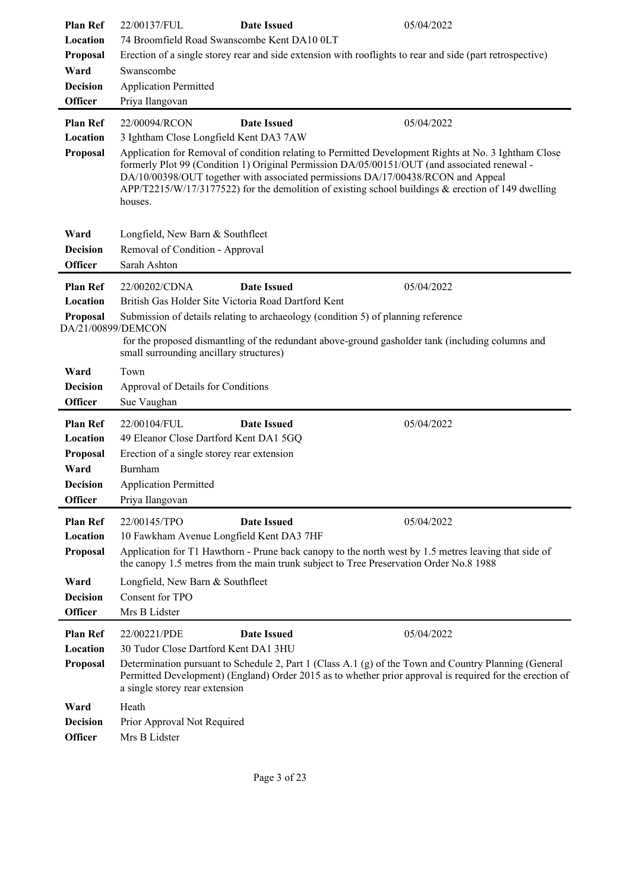| | | | |
|---|---|---|---|
| **Plan Ref** | 22/00137/FUL | **Date Issued** | 05/04/2022 |
| **Location** | 74 Broomfield Road Swanscombe Kent DA10 0LT | | |
| **Proposal** | Erection of a single storey rear and side extension with rooflights to rear and side (part retrospective) | | |
| **Ward** | Swanscombe | | |
| **Decision** | Application Permitted | | |
| **Officer** | Priya Ilangovan | | |

| | | | |
|---|---|---|---|
| **Plan Ref** | 22/00094/RCON | **Date Issued** | 05/04/2022 |
| **Location** | 3 Ightham Close Longfield Kent DA3 7AW | | |
| **Proposal** | Application for Removal of condition relating to Permitted Development Rights at No. 3 Ightham Close formerly Plot 99 (Condition 1) Original Permission DA/05/00151/OUT (and associated renewal - DA/10/00398/OUT together with associated permissions DA/17/00438/RCON and Appeal APP/T2215/W/17/3177522) for the demolition of existing school buildings & erection of 149 dwelling houses. | | |
| **Ward** | Longfield, New Barn & Southfleet | | |
| **Decision** | Removal of Condition - Approval | | |
| **Officer** | Sarah Ashton | | |

| | | | |
|---|---|---|---|
| **Plan Ref** | 22/00202/CDNA | **Date Issued** | 05/04/2022 |
| **Location** | British Gas Holder Site Victoria Road Dartford Kent | | |
| **Proposal** | Submission of details relating to archaeology (condition 5) of planning reference DA/21/00899/DEMCON for the proposed dismantling of the redundant above-ground gasholder tank (including columns and small surrounding ancillary structures) | | |
| **Ward** | Town | | |
| **Decision** | Approval of Details for Conditions | | |
| **Officer** | Sue Vaughan | | |

| | | | |
|---|---|---|---|
| **Plan Ref** | 22/00104/FUL | **Date Issued** | 05/04/2022 |
| **Location** | 49 Eleanor Close Dartford Kent DA1 5GQ | | |
| **Proposal** | Erection of a single storey rear extension | | |
| **Ward** | Burnham | | |
| **Decision** | Application Permitted | | |
| **Officer** | Priya Ilangovan | | |

| | | | |
|---|---|---|---|
| **Plan Ref** | 22/00145/TPO | **Date Issued** | 05/04/2022 |
| **Location** | 10 Fawkham Avenue Longfield Kent DA3 7HF | | |
| **Proposal** | Application for T1 Hawthorn - Prune back canopy to the north west by 1.5 metres leaving that side of the canopy 1.5 metres from the main trunk subject to Tree Preservation Order No.8 1988 | | |
| **Ward** | Longfield, New Barn & Southfleet | | |
| **Decision** | Consent for TPO | | |
| **Officer** | Mrs B Lidster | | |

| | | | |
|---|---|---|---|
| **Plan Ref** | 22/00221/PDE | **Date Issued** | 05/04/2022 |
| **Location** | 30 Tudor Close Dartford Kent DA1 3HU | | |
| **Proposal** | Determination pursuant to Schedule 2, Part 1 (Class A.1 (g) of the Town and Country Planning (General Permitted Development) (England) Order 2015 as to whether prior approval is required for the erection of a single storey rear extension | | |
| **Ward** | Heath | | |
| **Decision** | Prior Approval Not Required | | |
| **Officer** | Mrs B Lidster | | |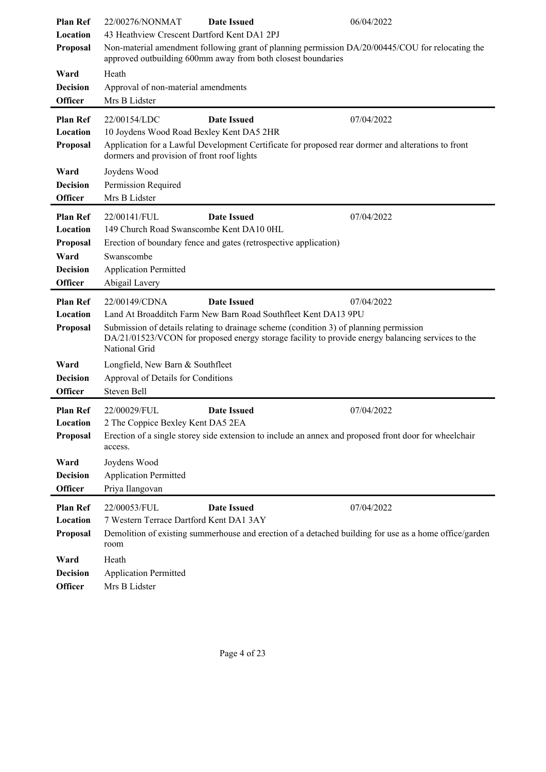| | | | |
|---|---|---|---|
| **Plan Ref** | 22/00276/NONMAT | **Date Issued** | 06/04/2022 |
| **Location** | 43 Heathview Crescent Dartford Kent DA1 2PJ | | |
| **Proposal** | Non-material amendment following grant of planning permission DA/20/00445/COU for relocating the approved outbuilding 600mm away from both closest boundaries | | |
| **Ward** | Heath | | |
| **Decision** | Approval of non-material amendments | | |
| **Officer** | Mrs B Lidster | | |

| | | | |
|---|---|---|---|
| **Plan Ref** | 22/00154/LDC | **Date Issued** | 07/04/2022 |
| **Location** | 10 Joydens Wood Road Bexley Kent DA5 2HR | | |
| **Proposal** | Application for a Lawful Development Certificate for proposed rear dormer and alterations to front dormers and provision of front roof lights | | |
| **Ward** | Joydens Wood | | |
| **Decision** | Permission Required | | |
| **Officer** | Mrs B Lidster | | |

| | | | |
|---|---|---|---|
| **Plan Ref** | 22/00141/FUL | **Date Issued** | 07/04/2022 |
| **Location** | 149 Church Road Swanscombe Kent DA10 0HL | | |
| **Proposal** | Erection of boundary fence and gates (retrospective application) | | |
| **Ward** | Swanscombe | | |
| **Decision** | Application Permitted | | |
| **Officer** | Abigail Lavery | | |

| | | | |
|---|---|---|---|
| **Plan Ref** | 22/00149/CDNA | **Date Issued** | 07/04/2022 |
| **Location** | Land At Broadditch Farm New Barn Road Southfleet Kent DA13 9PU | | |
| **Proposal** | Submission of details relating to drainage scheme (condition 3) of planning permission DA/21/01523/VCON for proposed energy storage facility to provide energy balancing services to the National Grid | | |
| **Ward** | Longfield, New Barn & Southfleet | | |
| **Decision** | Approval of Details for Conditions | | |
| **Officer** | Steven Bell | | |

| | | | |
|---|---|---|---|
| **Plan Ref** | 22/00029/FUL | **Date Issued** | 07/04/2022 |
| **Location** | 2 The Coppice Bexley Kent DA5 2EA | | |
| **Proposal** | Erection of a single storey side extension to include an annex and proposed front door for wheelchair access. | | |
| **Ward** | Joydens Wood | | |
| **Decision** | Application Permitted | | |
| **Officer** | Priya Ilangovan | | |

| | | | |
|---|---|---|---|
| **Plan Ref** | 22/00053/FUL | **Date Issued** | 07/04/2022 |
| **Location** | 7 Western Terrace Dartford Kent DA1 3AY | | |
| **Proposal** | Demolition of existing summerhouse and erection of a detached building for use as a home office/garden room | | |
| **Ward** | Heath | | |
| **Decision** | Application Permitted | | |
| **Officer** | Mrs B Lidster | | |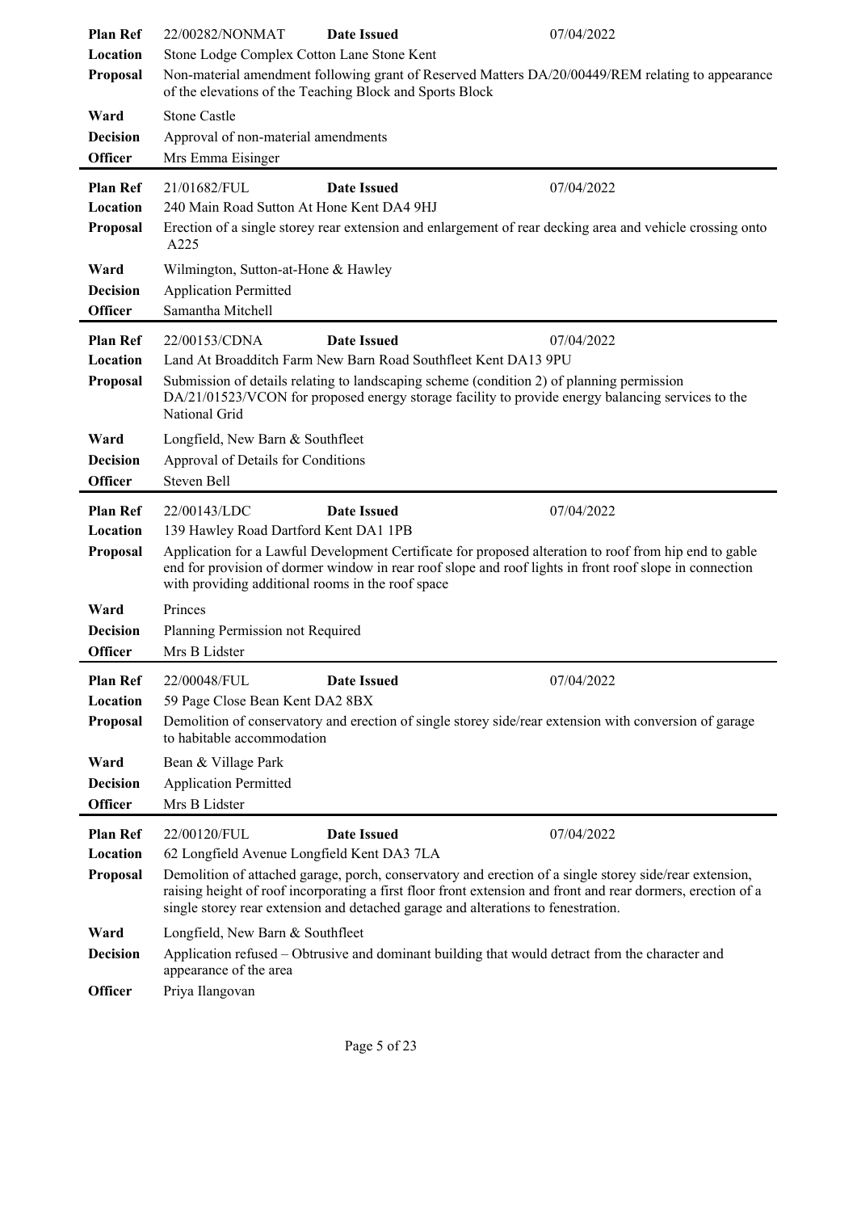| | | | |
|---|---|---|---|
| **Plan Ref** | 22/00282/NONMAT | **Date Issued** | 07/04/2022 |
| **Location** | Stone Lodge Complex Cotton Lane Stone Kent | | |
| **Proposal** | Non-material amendment following grant of Reserved Matters DA/20/00449/REM relating to appearance of the elevations of the Teaching Block and Sports Block | | |
| **Ward** | Stone Castle | | |
| **Decision** | Approval of non-material amendments | | |
| **Officer** | Mrs Emma Eisinger | | |

| | | | |
|---|---|---|---|
| **Plan Ref** | 21/01682/FUL | **Date Issued** | 07/04/2022 |
| **Location** | 240 Main Road Sutton At Hone Kent DA4 9HJ | | |
| **Proposal** | Erection of a single storey rear extension and enlargement of rear decking area and vehicle crossing onto A225 | | |
| **Ward** | Wilmington, Sutton-at-Hone & Hawley | | |
| **Decision** | Application Permitted | | |
| **Officer** | Samantha Mitchell | | |

| | | | |
|---|---|---|---|
| **Plan Ref** | 22/00153/CDNA | **Date Issued** | 07/04/2022 |
| **Location** | Land At Broadditch Farm New Barn Road Southfleet Kent DA13 9PU | | |
| **Proposal** | Submission of details relating to landscaping scheme (condition 2) of planning permission DA/21/01523/VCON for proposed energy storage facility to provide energy balancing services to the National Grid | | |
| **Ward** | Longfield, New Barn & Southfleet | | |
| **Decision** | Approval of Details for Conditions | | |
| **Officer** | Steven Bell | | |

| | | | |
|---|---|---|---|
| **Plan Ref** | 22/00143/LDC | **Date Issued** | 07/04/2022 |
| **Location** | 139 Hawley Road Dartford Kent DA1 1PB | | |
| **Proposal** | Application for a Lawful Development Certificate for proposed alteration to roof from hip end to gable end for provision of dormer window in rear roof slope and roof lights in front roof slope in connection with providing additional rooms in the roof space | | |
| **Ward** | Princes | | |
| **Decision** | Planning Permission not Required | | |
| **Officer** | Mrs B Lidster | | |

| | | | |
|---|---|---|---|
| **Plan Ref** | 22/00048/FUL | **Date Issued** | 07/04/2022 |
| **Location** | 59 Page Close Bean Kent DA2 8BX | | |
| **Proposal** | Demolition of conservatory and erection of single storey side/rear extension with conversion of garage to habitable accommodation | | |
| **Ward** | Bean & Village Park | | |
| **Decision** | Application Permitted | | |
| **Officer** | Mrs B Lidster | | |

| | | | |
|---|---|---|---|
| **Plan Ref** | 22/00120/FUL | **Date Issued** | 07/04/2022 |
| **Location** | 62 Longfield Avenue Longfield Kent DA3 7LA | | |
| **Proposal** | Demolition of attached garage, porch, conservatory and erection of a single storey side/rear extension, raising height of roof incorporating a first floor front extension and front and rear dormers, erection of a single storey rear extension and detached garage and alterations to fenestration. | | |
| **Ward** | Longfield, New Barn & Southfleet | | |
| **Decision** | Application refused – Obtrusive and dominant building that would detract from the character and appearance of the area | | |
| **Officer** | Priya Ilangovan | | |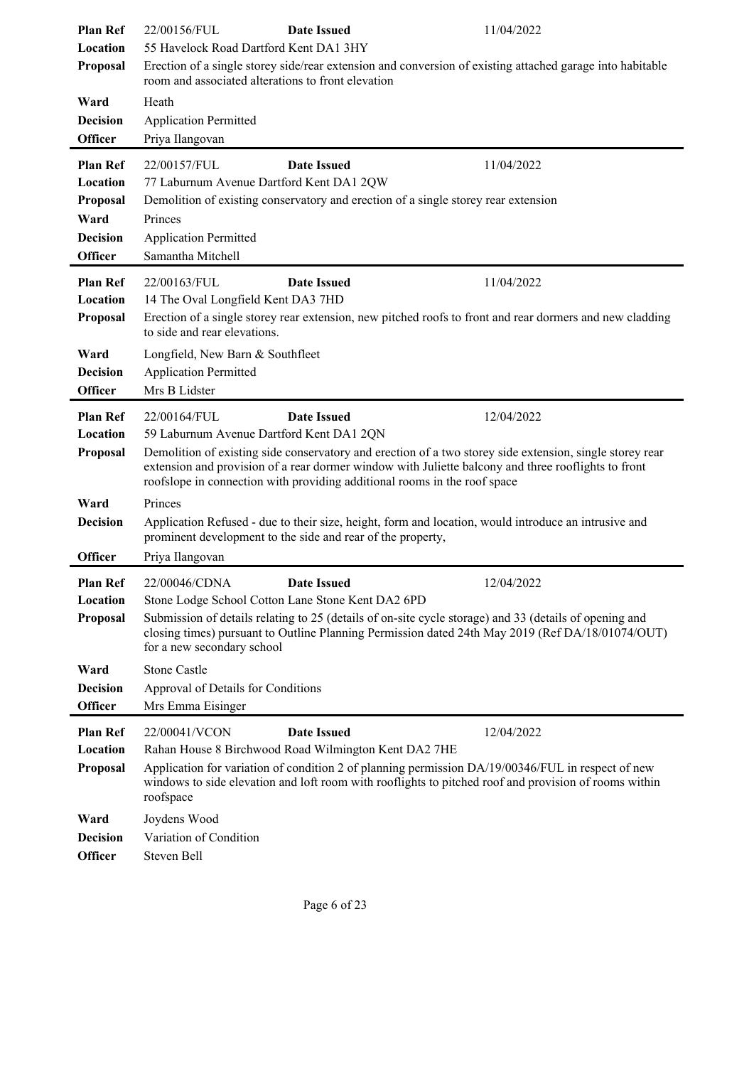| | | | |
|---|---|---|---|
| **Plan Ref** | 22/00156/FUL | **Date Issued** | 11/04/2022 |
| **Location** | 55 Havelock Road Dartford Kent DA1 3HY | | |
| **Proposal** | Erection of a single storey side/rear extension and conversion of existing attached garage into habitable room and associated alterations to front elevation | | |
| **Ward** | Heath | | |
| **Decision** | Application Permitted | | |
| **Officer** | Priya Ilangovan | | |

| | | | |
|---|---|---|---|
| **Plan Ref** | 22/00157/FUL | **Date Issued** | 11/04/2022 |
| **Location** | 77 Laburnum Avenue Dartford Kent DA1 2QW | | |
| **Proposal** | Demolition of existing conservatory and erection of a single storey rear extension | | |
| **Ward** | Princes | | |
| **Decision** | Application Permitted | | |
| **Officer** | Samantha Mitchell | | |

| | | | |
|---|---|---|---|
| **Plan Ref** | 22/00163/FUL | **Date Issued** | 11/04/2022 |
| **Location** | 14 The Oval Longfield Kent DA3 7HD | | |
| **Proposal** | Erection of a single storey rear extension, new pitched roofs to front and rear dormers and new cladding to side and rear elevations. | | |
| **Ward** | Longfield, New Barn & Southfleet | | |
| **Decision** | Application Permitted | | |
| **Officer** | Mrs B Lidster | | |

| | | | |
|---|---|---|---|
| **Plan Ref** | 22/00164/FUL | **Date Issued** | 12/04/2022 |
| **Location** | 59 Laburnum Avenue Dartford Kent DA1 2QN | | |
| **Proposal** | Demolition of existing side conservatory and erection of a two storey side extension, single storey rear extension and provision of a rear dormer window with Juliette balcony and three rooflights to front roofslope in connection with providing additional rooms in the roof space | | |
| **Ward** | Princes | | |
| **Decision** | Application Refused - due to their size, height, form and location, would introduce an intrusive and prominent development to the side and rear of the property, | | |
| **Officer** | Priya Ilangovan | | |

| | | | |
|---|---|---|---|
| **Plan Ref** | 22/00046/CDNA | **Date Issued** | 12/04/2022 |
| **Location** | Stone Lodge School Cotton Lane Stone Kent DA2 6PD | | |
| **Proposal** | Submission of details relating to 25 (details of on-site cycle storage) and 33 (details of opening and closing times) pursuant to Outline Planning Permission dated 24th May 2019 (Ref DA/18/01074/OUT) for a new secondary school | | |
| **Ward** | Stone Castle | | |
| **Decision** | Approval of Details for Conditions | | |
| **Officer** | Mrs Emma Eisinger | | |

| | | | |
|---|---|---|---|
| **Plan Ref** | 22/00041/VCON | **Date Issued** | 12/04/2022 |
| **Location** | Rahan House 8 Birchwood Road Wilmington Kent DA2 7HE | | |
| **Proposal** | Application for variation of condition 2 of planning permission DA/19/00346/FUL in respect of new windows to side elevation and loft room with rooflights to pitched roof and provision of rooms within roofspace | | |
| **Ward** | Joydens Wood | | |
| **Decision** | Variation of Condition | | |
| **Officer** | Steven Bell | | |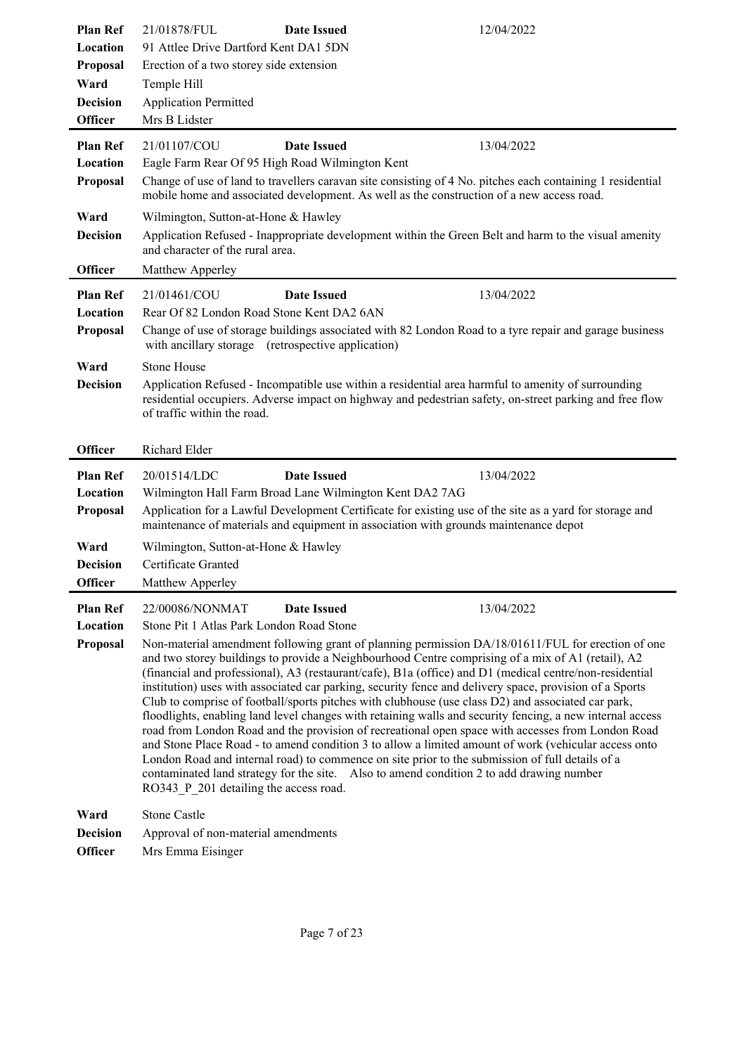| | | | |
|---|---|---|---|
| **Plan Ref** | 21/01878/FUL | **Date Issued** | 12/04/2022 |
| **Location** | 91 Attlee Drive Dartford Kent DA1 5DN | | |
| **Proposal** | Erection of a two storey side extension | | |
| **Ward** | Temple Hill | | |
| **Decision** | Application Permitted | | |
| **Officer** | Mrs B Lidster | | |

---

| | | | |
|---|---|---|---|
| **Plan Ref** | 21/01107/COU | **Date Issued** | 13/04/2022 |
| **Location** | Eagle Farm Rear Of 95 High Road Wilmington Kent | | |
| **Proposal** | Change of use of land to travellers caravan site consisting of 4 No. pitches each containing 1 residential mobile home and associated development. As well as the construction of a new access road. | | |
| **Ward** | Wilmington, Sutton-at-Hone & Hawley | | |
| **Decision** | Application Refused - Inappropriate development within the Green Belt and harm to the visual amenity and character of the rural area. | | |
| **Officer** | Matthew Apperley | | |

---

| | | | |
|---|---|---|---|
| **Plan Ref** | 21/01461/COU | **Date Issued** | 13/04/2022 |
| **Location** | Rear Of 82 London Road Stone Kent DA2 6AN | | |
| **Proposal** | Change of use of storage buildings associated with 82 London Road to a tyre repair and garage business with ancillary storage (retrospective application) | | |
| **Ward** | Stone House | | |
| **Decision** | Application Refused - Incompatible use within a residential area harmful to amenity of surrounding residential occupiers. Adverse impact on highway and pedestrian safety, on-street parking and free flow of traffic within the road. | | |
| **Officer** | Richard Elder | | |

---

| | | | |
|---|---|---|---|
| **Plan Ref** | 20/01514/LDC | **Date Issued** | 13/04/2022 |
| **Location** | Wilmington Hall Farm Broad Lane Wilmington Kent DA2 7AG | | |
| **Proposal** | Application for a Lawful Development Certificate for existing use of the site as a yard for storage and maintenance of materials and equipment in association with grounds maintenance depot | | |
| **Ward** | Wilmington, Sutton-at-Hone & Hawley | | |
| **Decision** | Certificate Granted | | |
| **Officer** | Matthew Apperley | | |

---

| | | | |
|---|---|---|---|
| **Plan Ref** | 22/00086/NONMAT | **Date Issued** | 13/04/2022 |
| **Location** | Stone Pit 1 Atlas Park London Road Stone | | |
| **Proposal** | Non-material amendment following grant of planning permission DA/18/01611/FUL for erection of one and two storey buildings to provide a Neighbourhood Centre comprising of a mix of A1 (retail), A2 (financial and professional), A3 (restaurant/cafe), B1a (office) and D1 (medical centre/non-residential institution) uses with associated car parking, security fence and delivery space, provision of a Sports Club to comprise of football/sports pitches with clubhouse (use class D2) and associated car park, floodlights, enabling land level changes with retaining walls and security fencing, a new internal access road from London Road and the provision of recreational open space with accesses from London Road and Stone Place Road - to amend condition 3 to allow a limited amount of work (vehicular access onto London Road and internal road) to commence on site prior to the submission of full details of a contaminated land strategy for the site. Also to amend condition 2 to add drawing number RO343_P_201 detailing the access road. | | |
| **Ward** | Stone Castle | | |
| **Decision** | Approval of non-material amendments | | |
| **Officer** | Mrs Emma Eisinger | | |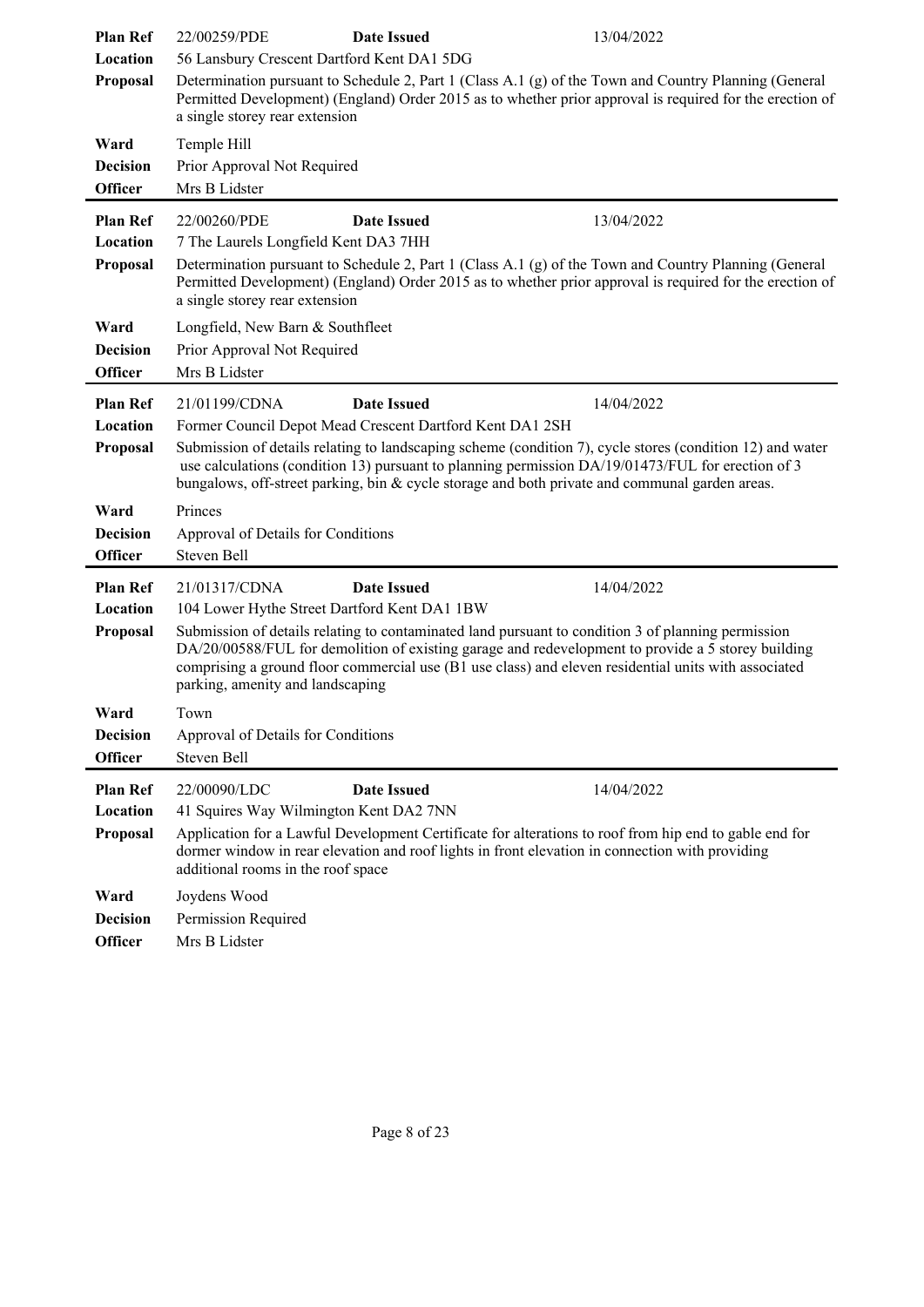| | | | |
|---|---|---|---|
| **Plan Ref** | 22/00259/PDE | **Date Issued** | 13/04/2022 |
| **Location** | 56 Lansbury Crescent Dartford Kent DA1 5DG | | |
| **Proposal** | Determination pursuant to Schedule 2, Part 1 (Class A.1 (g) of the Town and Country Planning (General Permitted Development) (England) Order 2015 as to whether prior approval is required for the erection of a single storey rear extension | | |
| **Ward** | Temple Hill | | |
| **Decision** | Prior Approval Not Required | | |
| **Officer** | Mrs B Lidster | | |

| | | | |
|---|---|---|---|
| **Plan Ref** | 22/00260/PDE | **Date Issued** | 13/04/2022 |
| **Location** | 7 The Laurels Longfield Kent DA3 7HH | | |
| **Proposal** | Determination pursuant to Schedule 2, Part 1 (Class A.1 (g) of the Town and Country Planning (General Permitted Development) (England) Order 2015 as to whether prior approval is required for the erection of a single storey rear extension | | |
| **Ward** | Longfield, New Barn & Southfleet | | |
| **Decision** | Prior Approval Not Required | | |
| **Officer** | Mrs B Lidster | | |

| | | | |
|---|---|---|---|
| **Plan Ref** | 21/01199/CDNA | **Date Issued** | 14/04/2022 |
| **Location** | Former Council Depot Mead Crescent Dartford Kent DA1 2SH | | |
| **Proposal** | Submission of details relating to landscaping scheme (condition 7), cycle stores (condition 12) and water use calculations (condition 13) pursuant to planning permission DA/19/01473/FUL for erection of 3 bungalows, off-street parking, bin & cycle storage and both private and communal garden areas. | | |
| **Ward** | Princes | | |
| **Decision** | Approval of Details for Conditions | | |
| **Officer** | Steven Bell | | |

| | | | |
|---|---|---|---|
| **Plan Ref** | 21/01317/CDNA | **Date Issued** | 14/04/2022 |
| **Location** | 104 Lower Hythe Street Dartford Kent DA1 1BW | | |
| **Proposal** | Submission of details relating to contaminated land pursuant to condition 3 of planning permission DA/20/00588/FUL for demolition of existing garage and redevelopment to provide a 5 storey building comprising a ground floor commercial use (B1 use class) and eleven residential units with associated parking, amenity and landscaping | | |
| **Ward** | Town | | |
| **Decision** | Approval of Details for Conditions | | |
| **Officer** | Steven Bell | | |

| | | | |
|---|---|---|---|
| **Plan Ref** | 22/00090/LDC | **Date Issued** | 14/04/2022 |
| **Location** | 41 Squires Way Wilmington Kent DA2 7NN | | |
| **Proposal** | Application for a Lawful Development Certificate for alterations to roof from hip end to gable end for dormer window in rear elevation and roof lights in front elevation in connection with providing additional rooms in the roof space | | |
| **Ward** | Joydens Wood | | |
| **Decision** | Permission Required | | |
| **Officer** | Mrs B Lidster | | |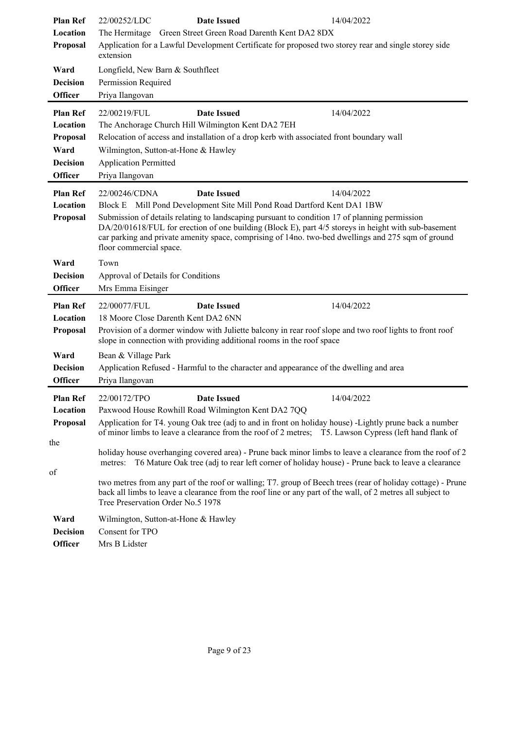| | | | |
|---|---|---|---|
| **Plan Ref** | 22/00252/LDC | **Date Issued** | 14/04/2022 |
| **Location** | The Hermitage Green Street Green Road Darenth Kent DA2 8DX | | |
| **Proposal** | Application for a Lawful Development Certificate for proposed two storey rear and single storey side extension | | |
| **Ward** | Longfield, New Barn & Southfleet | | |
| **Decision** | Permission Required | | |
| **Officer** | Priya Ilangovan | | |

| | | | |
|---|---|---|---|
| **Plan Ref** | 22/00219/FUL | **Date Issued** | 14/04/2022 |
| **Location** | The Anchorage Church Hill Wilmington Kent DA2 7EH | | |
| **Proposal** | Relocation of access and installation of a drop kerb with associated front boundary wall | | |
| **Ward** | Wilmington, Sutton-at-Hone & Hawley | | |
| **Decision** | Application Permitted | | |
| **Officer** | Priya Ilangovan | | |

| | | | |
|---|---|---|---|
| **Plan Ref** | 22/00246/CDNA | **Date Issued** | 14/04/2022 |
| **Location** | Block E Mill Pond Development Site Mill Pond Road Dartford Kent DA1 1BW | | |
| **Proposal** | Submission of details relating to landscaping pursuant to condition 17 of planning permission DA/20/01618/FUL for erection of one building (Block E), part 4/5 storeys in height with sub-basement car parking and private amenity space, comprising of 14no. two-bed dwellings and 275 sqm of ground floor commercial space. | | |
| **Ward** | Town | | |
| **Decision** | Approval of Details for Conditions | | |
| **Officer** | Mrs Emma Eisinger | | |

| | | | |
|---|---|---|---|
| **Plan Ref** | 22/00077/FUL | **Date Issued** | 14/04/2022 |
| **Location** | 18 Moore Close Darenth Kent DA2 6NN | | |
| **Proposal** | Provision of a dormer window with Juliette balcony in rear roof slope and two roof lights to front roof slope in connection with providing additional rooms in the roof space | | |
| **Ward** | Bean & Village Park | | |
| **Decision** | Application Refused - Harmful to the character and appearance of the dwelling and area | | |
| **Officer** | Priya Ilangovan | | |

| | | | |
|---|---|---|---|
| **Plan Ref** | 22/00172/TPO | **Date Issued** | 14/04/2022 |
| **Location** | Paxwood House Rowhill Road Wilmington Kent DA2 7QQ | | |
| **Proposal** | Application for T4. young Oak tree (adj to and in front on holiday house) -Lightly prune back a number of minor limbs to leave a clearance from the roof of 2 metres; T5. Lawson Cypress (left hand flank of the holiday house overhanging covered area) - Prune back minor limbs to leave a clearance from the roof of 2 metres: T6 Mature Oak tree (adj to rear left corner of holiday house) - Prune back to leave a clearance of two metres from any part of the roof or walling; T7. group of Beech trees (rear of holiday cottage) - Prune back all limbs to leave a clearance from the roof line or any part of the wall, of 2 metres all subject to Tree Preservation Order No.5 1978 | | |
| **Ward** | Wilmington, Sutton-at-Hone & Hawley | | |
| **Decision** | Consent for TPO | | |
| **Officer** | Mrs B Lidster | | |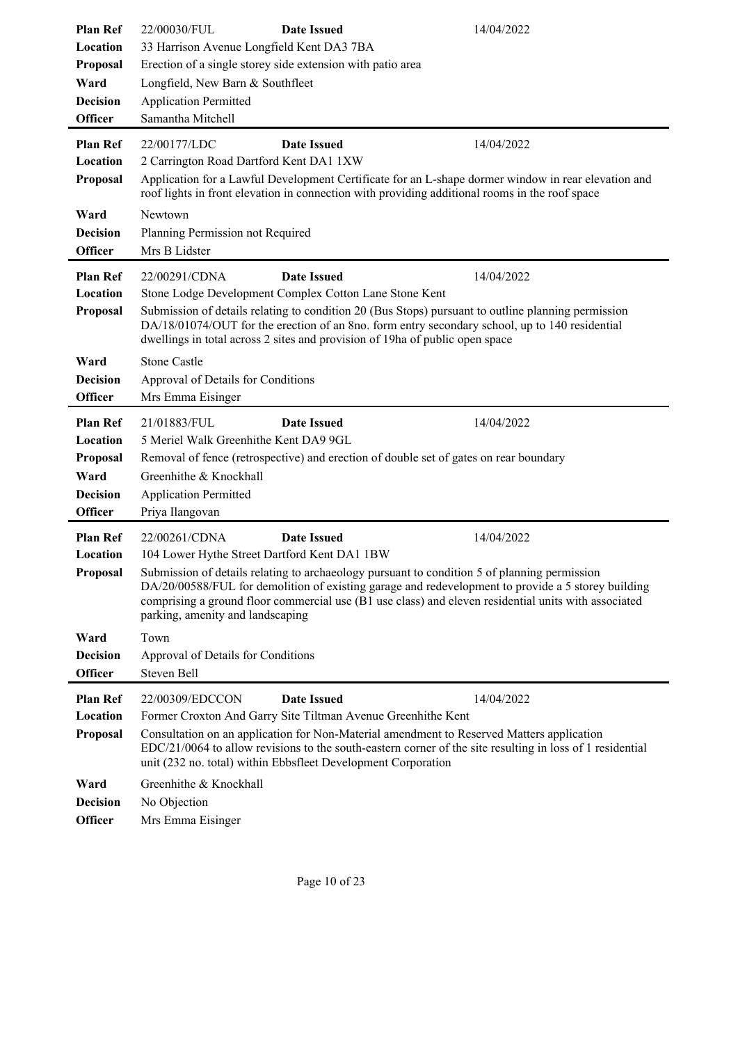| | | | |
|---|---|---|---|
| **Plan Ref** | 22/00030/FUL | **Date Issued** | 14/04/2022 |
| **Location** | 33 Harrison Avenue Longfield Kent DA3 7BA | | |
| **Proposal** | Erection of a single storey side extension with patio area | | |
| **Ward** | Longfield, New Barn & Southfleet | | |
| **Decision** | Application Permitted | | |
| **Officer** | Samantha Mitchell | | |

| | | | |
|---|---|---|---|
| **Plan Ref** | 22/00177/LDC | **Date Issued** | 14/04/2022 |
| **Location** | 2 Carrington Road Dartford Kent DA1 1XW | | |
| **Proposal** | Application for a Lawful Development Certificate for an L-shape dormer window in rear elevation and roof lights in front elevation in connection with providing additional rooms in the roof space | | |
| **Ward** | Newtown | | |
| **Decision** | Planning Permission not Required | | |
| **Officer** | Mrs B Lidster | | |

| | | | |
|---|---|---|---|
| **Plan Ref** | 22/00291/CDNA | **Date Issued** | 14/04/2022 |
| **Location** | Stone Lodge Development Complex Cotton Lane Stone Kent | | |
| **Proposal** | Submission of details relating to condition 20 (Bus Stops) pursuant to outline planning permission DA/18/01074/OUT for the erection of an 8no. form entry secondary school, up to 140 residential dwellings in total across 2 sites and provision of 19ha of public open space | | |
| **Ward** | Stone Castle | | |
| **Decision** | Approval of Details for Conditions | | |
| **Officer** | Mrs Emma Eisinger | | |

| | | | |
|---|---|---|---|
| **Plan Ref** | 21/01883/FUL | **Date Issued** | 14/04/2022 |
| **Location** | 5 Meriel Walk Greenhithe Kent DA9 9GL | | |
| **Proposal** | Removal of fence (retrospective) and erection of double set of gates on rear boundary | | |
| **Ward** | Greenhithe & Knockhall | | |
| **Decision** | Application Permitted | | |
| **Officer** | Priya Ilangovan | | |

| | | | |
|---|---|---|---|
| **Plan Ref** | 22/00261/CDNA | **Date Issued** | 14/04/2022 |
| **Location** | 104 Lower Hythe Street Dartford Kent DA1 1BW | | |
| **Proposal** | Submission of details relating to archaeology pursuant to condition 5 of planning permission DA/20/00588/FUL for demolition of existing garage and redevelopment to provide a 5 storey building comprising a ground floor commercial use (B1 use class) and eleven residential units with associated parking, amenity and landscaping | | |
| **Ward** | Town | | |
| **Decision** | Approval of Details for Conditions | | |
| **Officer** | Steven Bell | | |

| | | | |
|---|---|---|---|
| **Plan Ref** | 22/00309/EDCCON | **Date Issued** | 14/04/2022 |
| **Location** | Former Croxton And Garry Site Tiltman Avenue Greenhithe Kent | | |
| **Proposal** | Consultation on an application for Non-Material amendment to Reserved Matters application EDC/21/0064 to allow revisions to the south-eastern corner of the site resulting in loss of 1 residential unit (232 no. total) within Ebbsfleet Development Corporation | | |
| **Ward** | Greenhithe & Knockhall | | |
| **Decision** | No Objection | | |
| **Officer** | Mrs Emma Eisinger | | |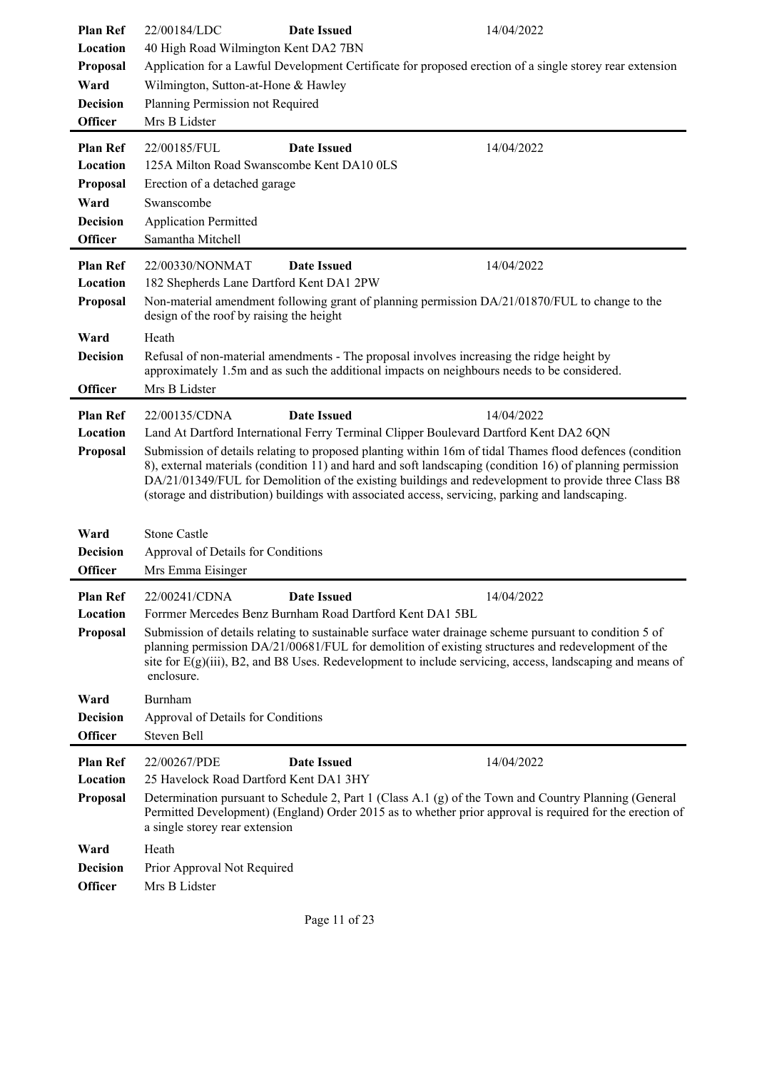| | | | |
|---|---|---|---|
| **Plan Ref** | 22/00184/LDC | **Date Issued** | 14/04/2022 |
| **Location** | 40 High Road Wilmington Kent DA2 7BN | | |
| **Proposal** | Application for a Lawful Development Certificate for proposed erection of a single storey rear extension | | |
| **Ward** | Wilmington, Sutton-at-Hone & Hawley | | |
| **Decision** | Planning Permission not Required | | |
| **Officer** | Mrs B Lidster | | |

| | | | |
|---|---|---|---|
| **Plan Ref** | 22/00185/FUL | **Date Issued** | 14/04/2022 |
| **Location** | 125A Milton Road Swanscombe Kent DA10 0LS | | |
| **Proposal** | Erection of a detached garage | | |
| **Ward** | Swanscombe | | |
| **Decision** | Application Permitted | | |
| **Officer** | Samantha Mitchell | | |

| | | | |
|---|---|---|---|
| **Plan Ref** | 22/00330/NONMAT | **Date Issued** | 14/04/2022 |
| **Location** | 182 Shepherds Lane Dartford Kent DA1 2PW | | |
| **Proposal** | Non-material amendment following grant of planning permission DA/21/01870/FUL to change to the design of the roof by raising the height | | |
| **Ward** | Heath | | |
| **Decision** | Refusal of non-material amendments - The proposal involves increasing the ridge height by approximately 1.5m and as such the additional impacts on neighbours needs to be considered. | | |
| **Officer** | Mrs B Lidster | | |

| | | | |
|---|---|---|---|
| **Plan Ref** | 22/00135/CDNA | **Date Issued** | 14/04/2022 |
| **Location** | Land At Dartford International Ferry Terminal Clipper Boulevard Dartford Kent DA2 6QN | | |
| **Proposal** | Submission of details relating to proposed planting within 16m of tidal Thames flood defences (condition 8), external materials (condition 11) and hard and soft landscaping (condition 16) of planning permission DA/21/01349/FUL for Demolition of the existing buildings and redevelopment to provide three Class B8 (storage and distribution) buildings with associated access, servicing, parking and landscaping. | | |
| **Ward** | Stone Castle | | |
| **Decision** | Approval of Details for Conditions | | |
| **Officer** | Mrs Emma Eisinger | | |

| | | | |
|---|---|---|---|
| **Plan Ref** | 22/00241/CDNA | **Date Issued** | 14/04/2022 |
| **Location** | Forrmer Mercedes Benz Burnham Road Dartford Kent DA1 5BL | | |
| **Proposal** | Submission of details relating to sustainable surface water drainage scheme pursuant to condition 5 of planning permission DA/21/00681/FUL for demolition of existing structures and redevelopment of the site for E(g)(iii), B2, and B8 Uses. Redevelopment to include servicing, access, landscaping and means of enclosure. | | |
| **Ward** | Burnham | | |
| **Decision** | Approval of Details for Conditions | | |
| **Officer** | Steven Bell | | |

| | | | |
|---|---|---|---|
| **Plan Ref** | 22/00267/PDE | **Date Issued** | 14/04/2022 |
| **Location** | 25 Havelock Road Dartford Kent DA1 3HY | | |
| **Proposal** | Determination pursuant to Schedule 2, Part 1 (Class A.1 (g) of the Town and Country Planning (General Permitted Development) (England) Order 2015 as to whether prior approval is required for the erection of a single storey rear extension | | |
| **Ward** | Heath | | |
| **Decision** | Prior Approval Not Required | | |
| **Officer** | Mrs B Lidster | | |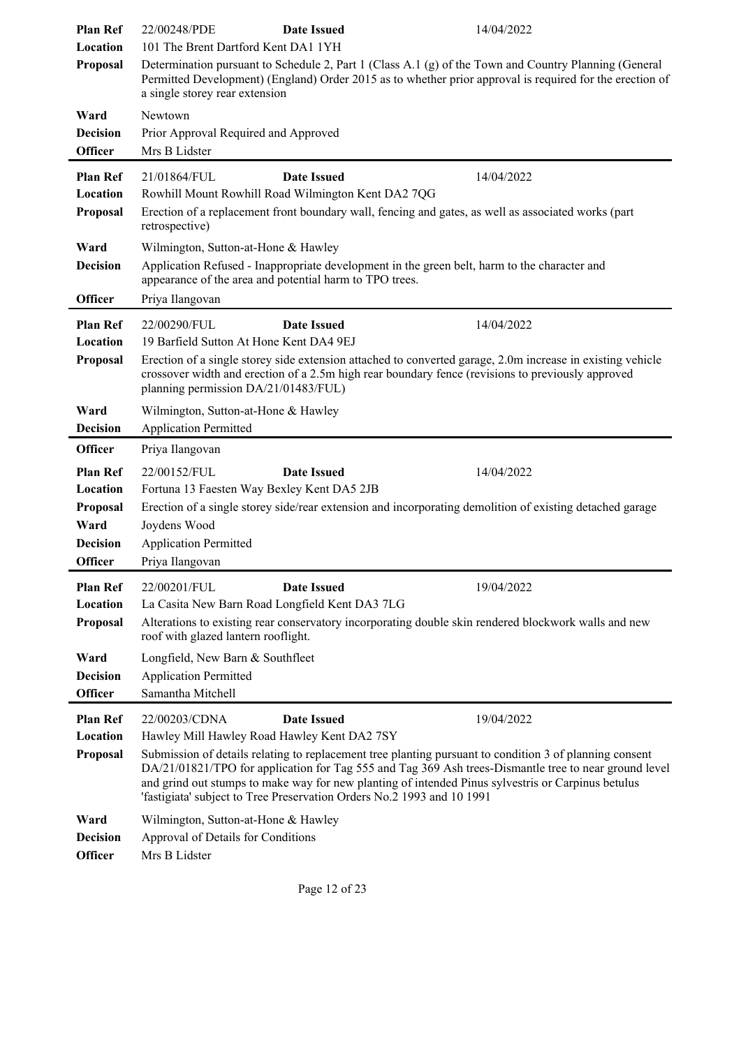| | | | |
|---|---|---|---|
| **Plan Ref** | 22/00248/PDE | **Date Issued** | 14/04/2022 |
| **Location** | 101 The Brent Dartford Kent DA1 1YH | | |
| **Proposal** | Determination pursuant to Schedule 2, Part 1 (Class A.1 (g) of the Town and Country Planning (General Permitted Development) (England) Order 2015 as to whether prior approval is required for the erection of a single storey rear extension | | |
| **Ward** | Newtown | | |
| **Decision** | Prior Approval Required and Approved | | |
| **Officer** | Mrs B Lidster | | |

| | | | |
|---|---|---|---|
| **Plan Ref** | 21/01864/FUL | **Date Issued** | 14/04/2022 |
| **Location** | Rowhill Mount Rowhill Road Wilmington Kent DA2 7QG | | |
| **Proposal** | Erection of a replacement front boundary wall, fencing and gates, as well as associated works (part retrospective) | | |
| **Ward** | Wilmington, Sutton-at-Hone & Hawley | | |
| **Decision** | Application Refused - Inappropriate development in the green belt, harm to the character and appearance of the area and potential harm to TPO trees. | | |
| **Officer** | Priya Ilangovan | | |

| | | | |
|---|---|---|---|
| **Plan Ref** | 22/00290/FUL | **Date Issued** | 14/04/2022 |
| **Location** | 19 Barfield Sutton At Hone Kent DA4 9EJ | | |
| **Proposal** | Erection of a single storey side extension attached to converted garage, 2.0m increase in existing vehicle crossover width and erection of a 2.5m high rear boundary fence (revisions to previously approved planning permission DA/21/01483/FUL) | | |
| **Ward** | Wilmington, Sutton-at-Hone & Hawley | | |
| **Decision** | Application Permitted | | |
| **Officer** | Priya Ilangovan | | |

| | | | |
|---|---|---|---|
| **Plan Ref** | 22/00152/FUL | **Date Issued** | 14/04/2022 |
| **Location** | Fortuna 13 Faesten Way Bexley Kent DA5 2JB | | |
| **Proposal** | Erection of a single storey side/rear extension and incorporating demolition of existing detached garage | | |
| **Ward** | Joydens Wood | | |
| **Decision** | Application Permitted | | |
| **Officer** | Priya Ilangovan | | |

| | | | |
|---|---|---|---|
| **Plan Ref** | 22/00201/FUL | **Date Issued** | 19/04/2022 |
| **Location** | La Casita New Barn Road Longfield Kent DA3 7LG | | |
| **Proposal** | Alterations to existing rear conservatory incorporating double skin rendered blockwork walls and new roof with glazed lantern rooflight. | | |
| **Ward** | Longfield, New Barn & Southfleet | | |
| **Decision** | Application Permitted | | |
| **Officer** | Samantha Mitchell | | |

| | | | |
|---|---|---|---|
| **Plan Ref** | 22/00203/CDNA | **Date Issued** | 19/04/2022 |
| **Location** | Hawley Mill Hawley Road Hawley Kent DA2 7SY | | |
| **Proposal** | Submission of details relating to replacement tree planting pursuant to condition 3 of planning consent DA/21/01821/TPO for application for Tag 555 and Tag 369 Ash trees-Dismantle tree to near ground level and grind out stumps to make way for new planting of intended Pinus sylvestris or Carpinus betulus 'fastigiata' subject to Tree Preservation Orders No.2 1993 and 10 1991 | | |
| **Ward** | Wilmington, Sutton-at-Hone & Hawley | | |
| **Decision** | Approval of Details for Conditions | | |
| **Officer** | Mrs B Lidster | | |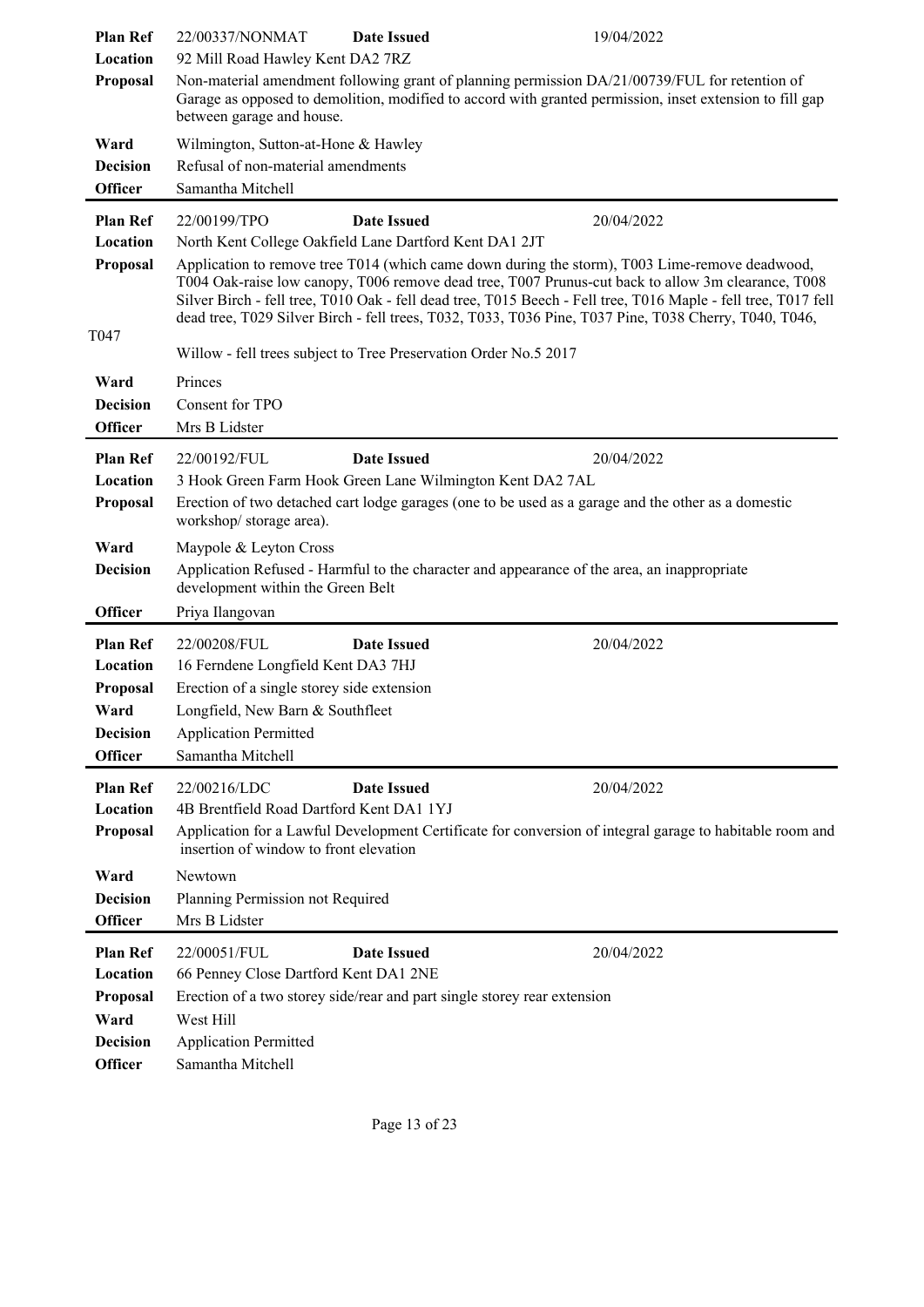| | | | |
|---|---|---|---|
| **Plan Ref** | 22/00337/NONMAT | **Date Issued** | 19/04/2022 |
| **Location** | 92 Mill Road Hawley Kent DA2 7RZ | | |
| **Proposal** | Non-material amendment following grant of planning permission DA/21/00739/FUL for retention of Garage as opposed to demolition, modified to accord with granted permission, inset extension to fill gap between garage and house. | | |
| **Ward** | Wilmington, Sutton-at-Hone & Hawley | | |
| **Decision** | Refusal of non-material amendments | | |
| **Officer** | Samantha Mitchell | | |

| | | | |
|---|---|---|---|
| **Plan Ref** | 22/00199/TPO | **Date Issued** | 20/04/2022 |
| **Location** | North Kent College Oakfield Lane Dartford Kent DA1 2JT | | |
| **Proposal** | Application to remove tree T014 (which came down during the storm), T003 Lime-remove deadwood, T004 Oak-raise low canopy, T006 remove dead tree, T007 Prunus-cut back to allow 3m clearance, T008 Silver Birch - fell tree, T010 Oak - fell dead tree, T015 Beech - Fell tree, T016 Maple - fell tree, T017 fell dead tree, T029 Silver Birch - fell trees, T032, T033, T036 Pine, T037 Pine, T038 Cherry, T040, T046, T047 Willow - fell trees subject to Tree Preservation Order No.5 2017 | | |
| **Ward** | Princes | | |
| **Decision** | Consent for TPO | | |
| **Officer** | Mrs B Lidster | | |

| | | | |
|---|---|---|---|
| **Plan Ref** | 22/00192/FUL | **Date Issued** | 20/04/2022 |
| **Location** | 3 Hook Green Farm Hook Green Lane Wilmington Kent DA2 7AL | | |
| **Proposal** | Erection of two detached cart lodge garages (one to be used as a garage and the other as a domestic workshop/ storage area). | | |
| **Ward** | Maypole & Leyton Cross | | |
| **Decision** | Application Refused - Harmful to the character and appearance of the area, an inappropriate development within the Green Belt | | |
| **Officer** | Priya Ilangovan | | |

| | | | |
|---|---|---|---|
| **Plan Ref** | 22/00208/FUL | **Date Issued** | 20/04/2022 |
| **Location** | 16 Ferndene Longfield Kent DA3 7HJ | | |
| **Proposal** | Erection of a single storey side extension | | |
| **Ward** | Longfield, New Barn & Southfleet | | |
| **Decision** | Application Permitted | | |
| **Officer** | Samantha Mitchell | | |

| | | | |
|---|---|---|---|
| **Plan Ref** | 22/00216/LDC | **Date Issued** | 20/04/2022 |
| **Location** | 4B Brentfield Road Dartford Kent DA1 1YJ | | |
| **Proposal** | Application for a Lawful Development Certificate for conversion of integral garage to habitable room and insertion of window to front elevation | | |
| **Ward** | Newtown | | |
| **Decision** | Planning Permission not Required | | |
| **Officer** | Mrs B Lidster | | |

| | | | |
|---|---|---|---|
| **Plan Ref** | 22/00051/FUL | **Date Issued** | 20/04/2022 |
| **Location** | 66 Penney Close Dartford Kent DA1 2NE | | |
| **Proposal** | Erection of a two storey side/rear and part single storey rear extension | | |
| **Ward** | West Hill | | |
| **Decision** | Application Permitted | | |
| **Officer** | Samantha Mitchell | | |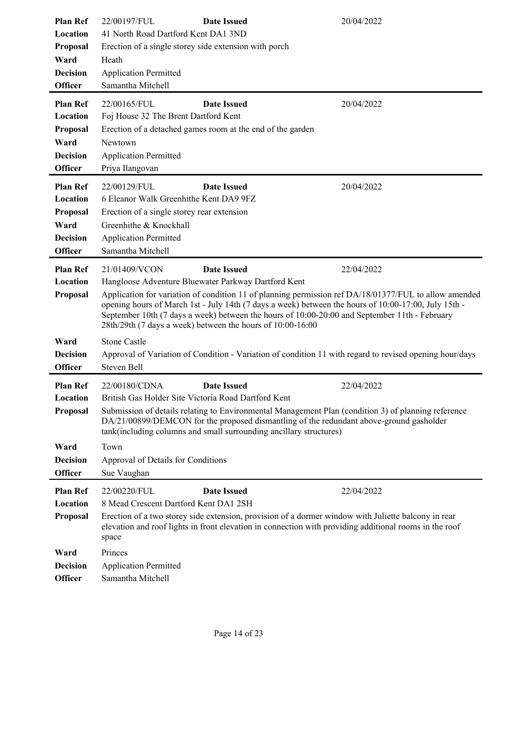| | | | |
|---|---|---|---|
| **Plan Ref** | 22/00197/FUL | **Date Issued** | 20/04/2022 |
| **Location** | 41 North Road Dartford Kent DA1 3ND | | |
| **Proposal** | Erection of a single storey side extension with porch | | |
| **Ward** | Heath | | |
| **Decision** | Application Permitted | | |
| **Officer** | Samantha Mitchell | | |

| | | | |
|---|---|---|---|
| **Plan Ref** | 22/00165/FUL | **Date Issued** | 20/04/2022 |
| **Location** | Foj House 32 The Brent Dartford Kent | | |
| **Proposal** | Erection of a detached games room at the end of the garden | | |
| **Ward** | Newtown | | |
| **Decision** | Application Permitted | | |
| **Officer** | Priya Ilangovan | | |

| | | | |
|---|---|---|---|
| **Plan Ref** | 22/00129/FUL | **Date Issued** | 20/04/2022 |
| **Location** | 6 Eleanor Walk Greenhithe Kent DA9 9FZ | | |
| **Proposal** | Erection of a single storey rear extension | | |
| **Ward** | Greenhithe & Knockhall | | |
| **Decision** | Application Permitted | | |
| **Officer** | Samantha Mitchell | | |

| | | | |
|---|---|---|---|
| **Plan Ref** | 21/01409/VCON | **Date Issued** | 22/04/2022 |
| **Location** | Hangloose Adventure Bluewater Parkway Dartford Kent | | |
| **Proposal** | Application for variation of condition 11 of planning permission ref DA/18/01377/FUL to allow amended opening hours of March 1st - July 14th (7 days a week) between the hours of 10:00-17:00, July 15th - September 10th (7 days a week) between the hours of 10:00-20:00 and September 11th - February 28th/29th (7 days a week) between the hours of 10:00-16:00 | | |
| **Ward** | Stone Castle | | |
| **Decision** | Approval of Variation of Condition - Variation of condition 11 with regard to revised opening hour/days | | |
| **Officer** | Steven Bell | | |

| | | | |
|---|---|---|---|
| **Plan Ref** | 22/00180/CDNA | **Date Issued** | 22/04/2022 |
| **Location** | British Gas Holder Site Victoria Road Dartford Kent | | |
| **Proposal** | Submission of details relating to Environmental Management Plan (condition 3) of planning reference DA/21/00899/DEMCON for the proposed dismantling of the redundant above-ground gasholder tank(including columns and small surrounding ancillary structures) | | |
| **Ward** | Town | | |
| **Decision** | Approval of Details for Conditions | | |
| **Officer** | Sue Vaughan | | |

| | | | |
|---|---|---|---|
| **Plan Ref** | 22/00220/FUL | **Date Issued** | 22/04/2022 |
| **Location** | 8 Mead Crescent Dartford Kent DA1 2SH | | |
| **Proposal** | Erection of a two storey side extension, provision of a dormer window with Juliette balcony in rear elevation and roof lights in front elevation in connection with providing additional rooms in the roof space | | |
| **Ward** | Princes | | |
| **Decision** | Application Permitted | | |
| **Officer** | Samantha Mitchell | | |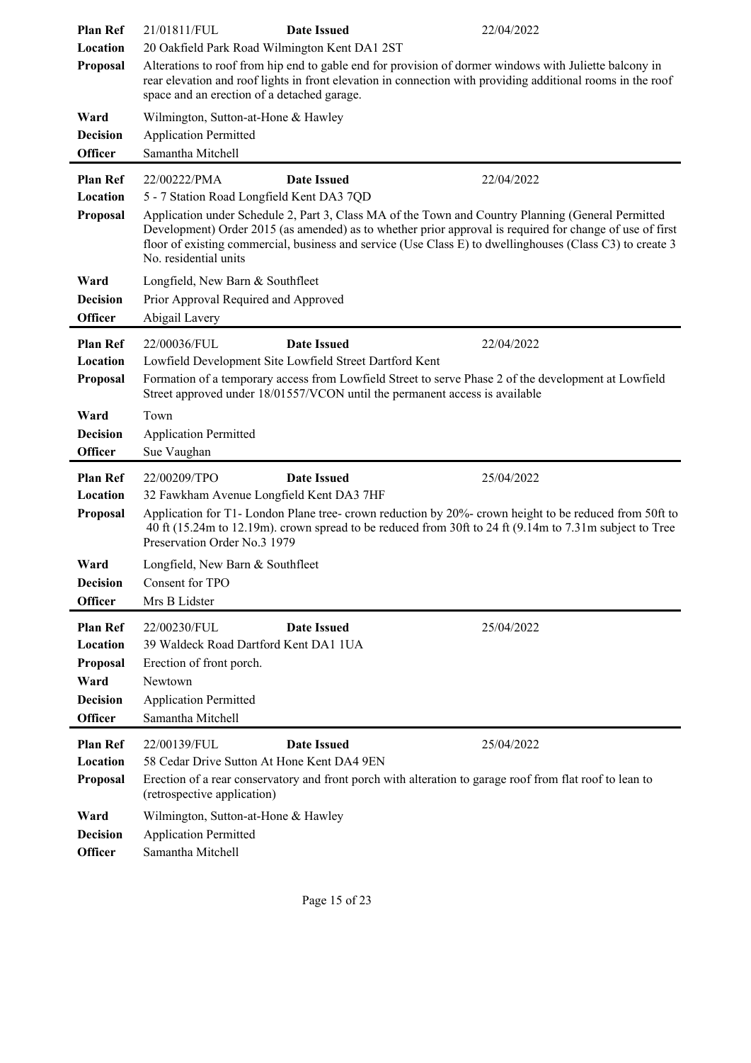| | | | |
|---|---|---|---|
| **Plan Ref** | 21/01811/FUL | **Date Issued** | 22/04/2022 |
| **Location** | 20 Oakfield Park Road Wilmington Kent DA1 2ST | | |
| **Proposal** | Alterations to roof from hip end to gable end for provision of dormer windows with Juliette balcony in rear elevation and roof lights in front elevation in connection with providing additional rooms in the roof space and an erection of a detached garage. | | |
| **Ward** | Wilmington, Sutton-at-Hone & Hawley | | |
| **Decision** | Application Permitted | | |
| **Officer** | Samantha Mitchell | | |

| | | | |
|---|---|---|---|
| **Plan Ref** | 22/00222/PMA | **Date Issued** | 22/04/2022 |
| **Location** | 5 - 7 Station Road Longfield Kent DA3 7QD | | |
| **Proposal** | Application under Schedule 2, Part 3, Class MA of the Town and Country Planning (General Permitted Development) Order 2015 (as amended) as to whether prior approval is required for change of use of first floor of existing commercial, business and service (Use Class E) to dwellinghouses (Class C3) to create 3 No. residential units | | |
| **Ward** | Longfield, New Barn & Southfleet | | |
| **Decision** | Prior Approval Required and Approved | | |
| **Officer** | Abigail Lavery | | |

| | | | |
|---|---|---|---|
| **Plan Ref** | 22/00036/FUL | **Date Issued** | 22/04/2022 |
| **Location** | Lowfield Development Site Lowfield Street Dartford Kent | | |
| **Proposal** | Formation of a temporary access from Lowfield Street to serve Phase 2 of the development at Lowfield Street approved under 18/01557/VCON until the permanent access is available | | |
| **Ward** | Town | | |
| **Decision** | Application Permitted | | |
| **Officer** | Sue Vaughan | | |

| | | | |
|---|---|---|---|
| **Plan Ref** | 22/00209/TPO | **Date Issued** | 25/04/2022 |
| **Location** | 32 Fawkham Avenue Longfield Kent DA3 7HF | | |
| **Proposal** | Application for T1- London Plane tree- crown reduction by 20%- crown height to be reduced from 50ft to 40 ft (15.24m to 12.19m). crown spread to be reduced from 30ft to 24 ft (9.14m to 7.31m subject to Tree Preservation Order No.3 1979 | | |
| **Ward** | Longfield, New Barn & Southfleet | | |
| **Decision** | Consent for TPO | | |
| **Officer** | Mrs B Lidster | | |

| | | | |
|---|---|---|---|
| **Plan Ref** | 22/00230/FUL | **Date Issued** | 25/04/2022 |
| **Location** | 39 Waldeck Road Dartford Kent DA1 1UA | | |
| **Proposal** | Erection of front porch. | | |
| **Ward** | Newtown | | |
| **Decision** | Application Permitted | | |
| **Officer** | Samantha Mitchell | | |

| | | | |
|---|---|---|---|
| **Plan Ref** | 22/00139/FUL | **Date Issued** | 25/04/2022 |
| **Location** | 58 Cedar Drive Sutton At Hone Kent DA4 9EN | | |
| **Proposal** | Erection of a rear conservatory and front porch with alteration to garage roof from flat roof to lean to (retrospective application) | | |
| **Ward** | Wilmington, Sutton-at-Hone & Hawley | | |
| **Decision** | Application Permitted | | |
| **Officer** | Samantha Mitchell | | |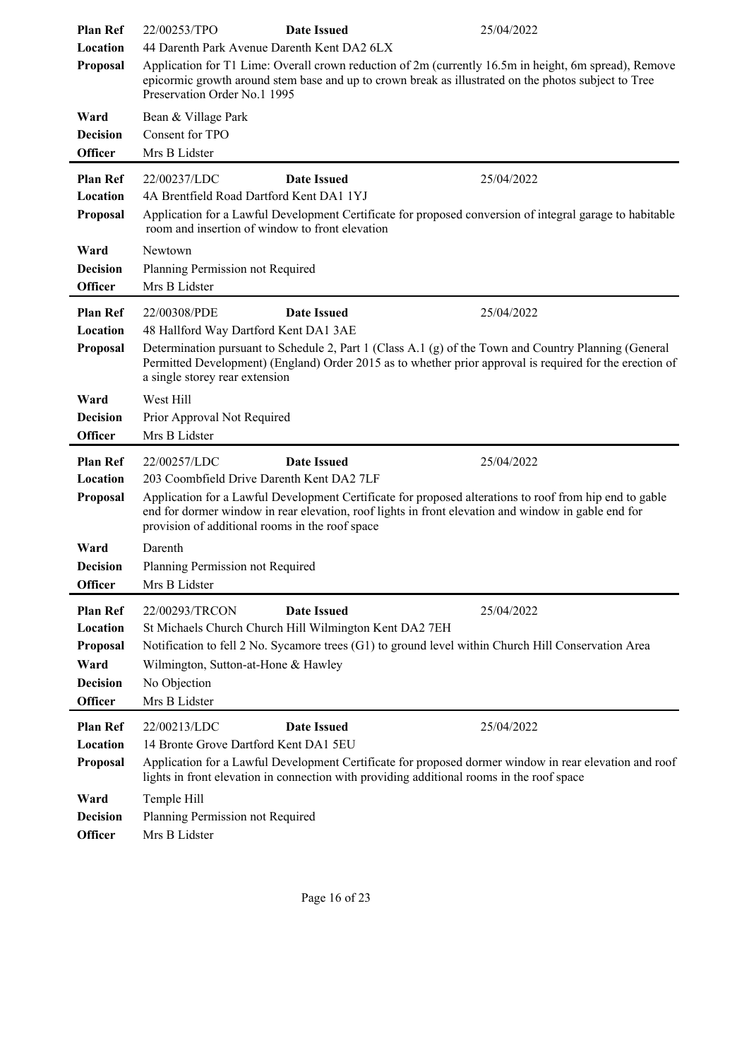| | | | |
|---|---|---|---|
| **Plan Ref** | 22/00253/TPO | **Date Issued** | 25/04/2022 |
| **Location** | 44 Darenth Park Avenue Darenth Kent DA2 6LX | | |
| **Proposal** | Application for T1 Lime: Overall crown reduction of 2m (currently 16.5m in height, 6m spread), Remove epicormic growth around stem base and up to crown break as illustrated on the photos subject to Tree Preservation Order No.1 1995 | | |
| **Ward** | Bean & Village Park | | |
| **Decision** | Consent for TPO | | |
| **Officer** | Mrs B Lidster | | |

| | | | |
|---|---|---|---|
| **Plan Ref** | 22/00237/LDC | **Date Issued** | 25/04/2022 |
| **Location** | 4A Brentfield Road Dartford Kent DA1 1YJ | | |
| **Proposal** | Application for a Lawful Development Certificate for proposed conversion of integral garage to habitable room and insertion of window to front elevation | | |
| **Ward** | Newtown | | |
| **Decision** | Planning Permission not Required | | |
| **Officer** | Mrs B Lidster | | |

| | | | |
|---|---|---|---|
| **Plan Ref** | 22/00308/PDE | **Date Issued** | 25/04/2022 |
| **Location** | 48 Hallford Way Dartford Kent DA1 3AE | | |
| **Proposal** | Determination pursuant to Schedule 2, Part 1 (Class A.1 (g) of the Town and Country Planning (General Permitted Development) (England) Order 2015 as to whether prior approval is required for the erection of a single storey rear extension | | |
| **Ward** | West Hill | | |
| **Decision** | Prior Approval Not Required | | |
| **Officer** | Mrs B Lidster | | |

| | | | |
|---|---|---|---|
| **Plan Ref** | 22/00257/LDC | **Date Issued** | 25/04/2022 |
| **Location** | 203 Coombfield Drive Darenth Kent DA2 7LF | | |
| **Proposal** | Application for a Lawful Development Certificate for proposed alterations to roof from hip end to gable end for dormer window in rear elevation, roof lights in front elevation and window in gable end for provision of additional rooms in the roof space | | |
| **Ward** | Darenth | | |
| **Decision** | Planning Permission not Required | | |
| **Officer** | Mrs B Lidster | | |

| | | | |
|---|---|---|---|
| **Plan Ref** | 22/00293/TRCON | **Date Issued** | 25/04/2022 |
| **Location** | St Michaels Church Church Hill Wilmington Kent DA2 7EH | | |
| **Proposal** | Notification to fell 2 No. Sycamore trees (G1) to ground level within Church Hill Conservation Area | | |
| **Ward** | Wilmington, Sutton-at-Hone & Hawley | | |
| **Decision** | No Objection | | |
| **Officer** | Mrs B Lidster | | |

| | | | |
|---|---|---|---|
| **Plan Ref** | 22/00213/LDC | **Date Issued** | 25/04/2022 |
| **Location** | 14 Bronte Grove Dartford Kent DA1 5EU | | |
| **Proposal** | Application for a Lawful Development Certificate for proposed dormer window in rear elevation and roof lights in front elevation in connection with providing additional rooms in the roof space | | |
| **Ward** | Temple Hill | | |
| **Decision** | Planning Permission not Required | | |
| **Officer** | Mrs B Lidster | | |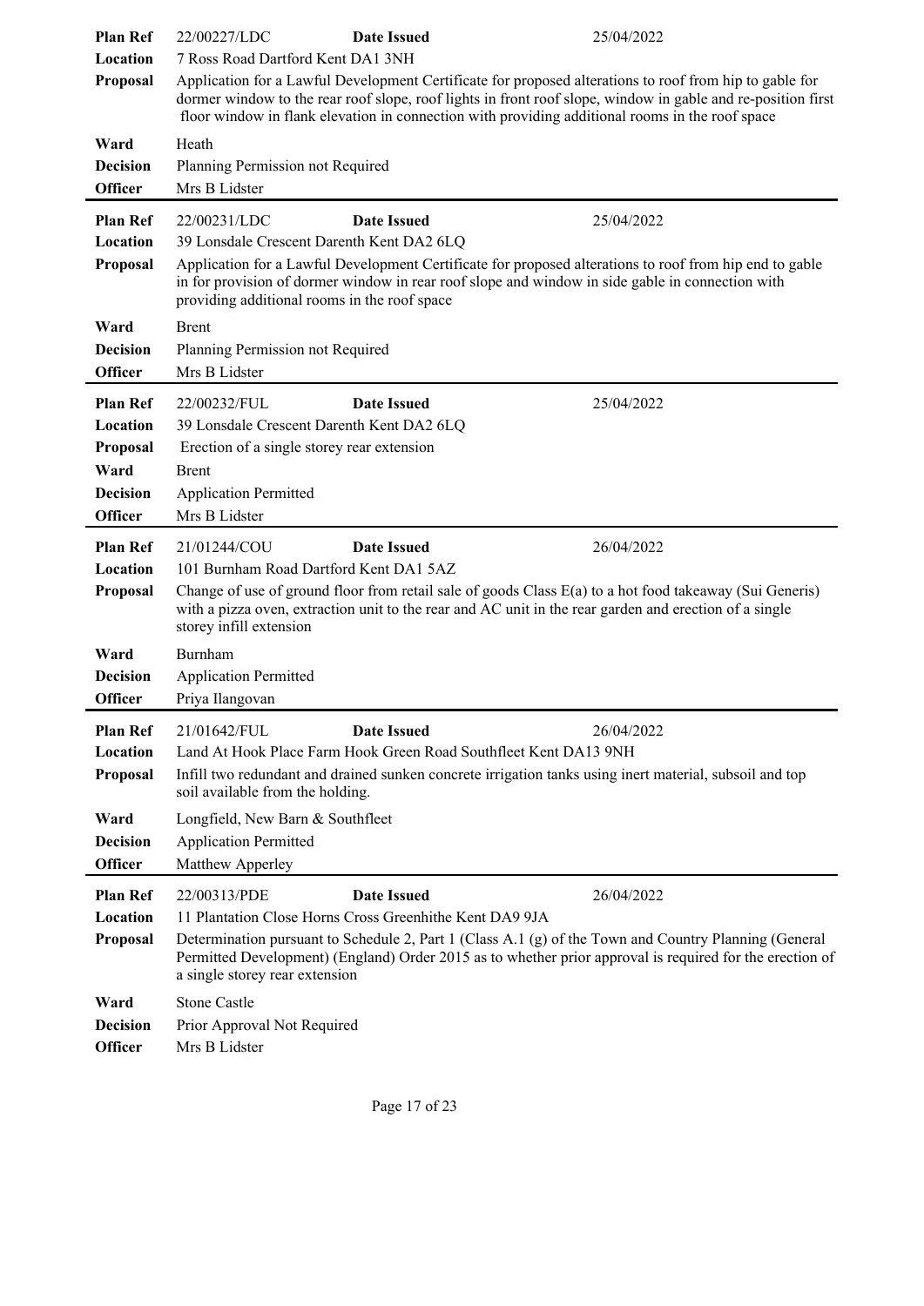| | | | |
|---|---|---|---|
| **Plan Ref** | 22/00227/LDC | **Date Issued** | 25/04/2022 |
| **Location** | 7 Ross Road Dartford Kent DA1 3NH | | |
| **Proposal** | Application for a Lawful Development Certificate for proposed alterations to roof from hip to gable for dormer window to the rear roof slope, roof lights in front roof slope, window in gable and re-position first floor window in flank elevation in connection with providing additional rooms in the roof space | | |
| **Ward** | Heath | | |
| **Decision** | Planning Permission not Required | | |
| **Officer** | Mrs B Lidster | | |

| | | | |
|---|---|---|---|
| **Plan Ref** | 22/00231/LDC | **Date Issued** | 25/04/2022 |
| **Location** | 39 Lonsdale Crescent Darenth Kent DA2 6LQ | | |
| **Proposal** | Application for a Lawful Development Certificate for proposed alterations to roof from hip end to gable in for provision of dormer window in rear roof slope and window in side gable in connection with providing additional rooms in the roof space | | |
| **Ward** | Brent | | |
| **Decision** | Planning Permission not Required | | |
| **Officer** | Mrs B Lidster | | |

| | | | |
|---|---|---|---|
| **Plan Ref** | 22/00232/FUL | **Date Issued** | 25/04/2022 |
| **Location** | 39 Lonsdale Crescent Darenth Kent DA2 6LQ | | |
| **Proposal** | Erection of a single storey rear extension | | |
| **Ward** | Brent | | |
| **Decision** | Application Permitted | | |
| **Officer** | Mrs B Lidster | | |

| | | | |
|---|---|---|---|
| **Plan Ref** | 21/01244/COU | **Date Issued** | 26/04/2022 |
| **Location** | 101 Burnham Road Dartford Kent DA1 5AZ | | |
| **Proposal** | Change of use of ground floor from retail sale of goods Class E(a) to a hot food takeaway (Sui Generis) with a pizza oven, extraction unit to the rear and AC unit in the rear garden and erection of a single storey infill extension | | |
| **Ward** | Burnham | | |
| **Decision** | Application Permitted | | |
| **Officer** | Priya Ilangovan | | |

| | | | |
|---|---|---|---|
| **Plan Ref** | 21/01642/FUL | **Date Issued** | 26/04/2022 |
| **Location** | Land At Hook Place Farm Hook Green Road Southfleet Kent DA13 9NH | | |
| **Proposal** | Infill two redundant and drained sunken concrete irrigation tanks using inert material, subsoil and top soil available from the holding. | | |
| **Ward** | Longfield, New Barn & Southfleet | | |
| **Decision** | Application Permitted | | |
| **Officer** | Matthew Apperley | | |

| | | | |
|---|---|---|---|
| **Plan Ref** | 22/00313/PDE | **Date Issued** | 26/04/2022 |
| **Location** | 11 Plantation Close Horns Cross Greenhithe Kent DA9 9JA | | |
| **Proposal** | Determination pursuant to Schedule 2, Part 1 (Class A.1 (g) of the Town and Country Planning (General Permitted Development) (England) Order 2015 as to whether prior approval is required for the erection of a single storey rear extension | | |
| **Ward** | Stone Castle | | |
| **Decision** | Prior Approval Not Required | | |
| **Officer** | Mrs B Lidster | | |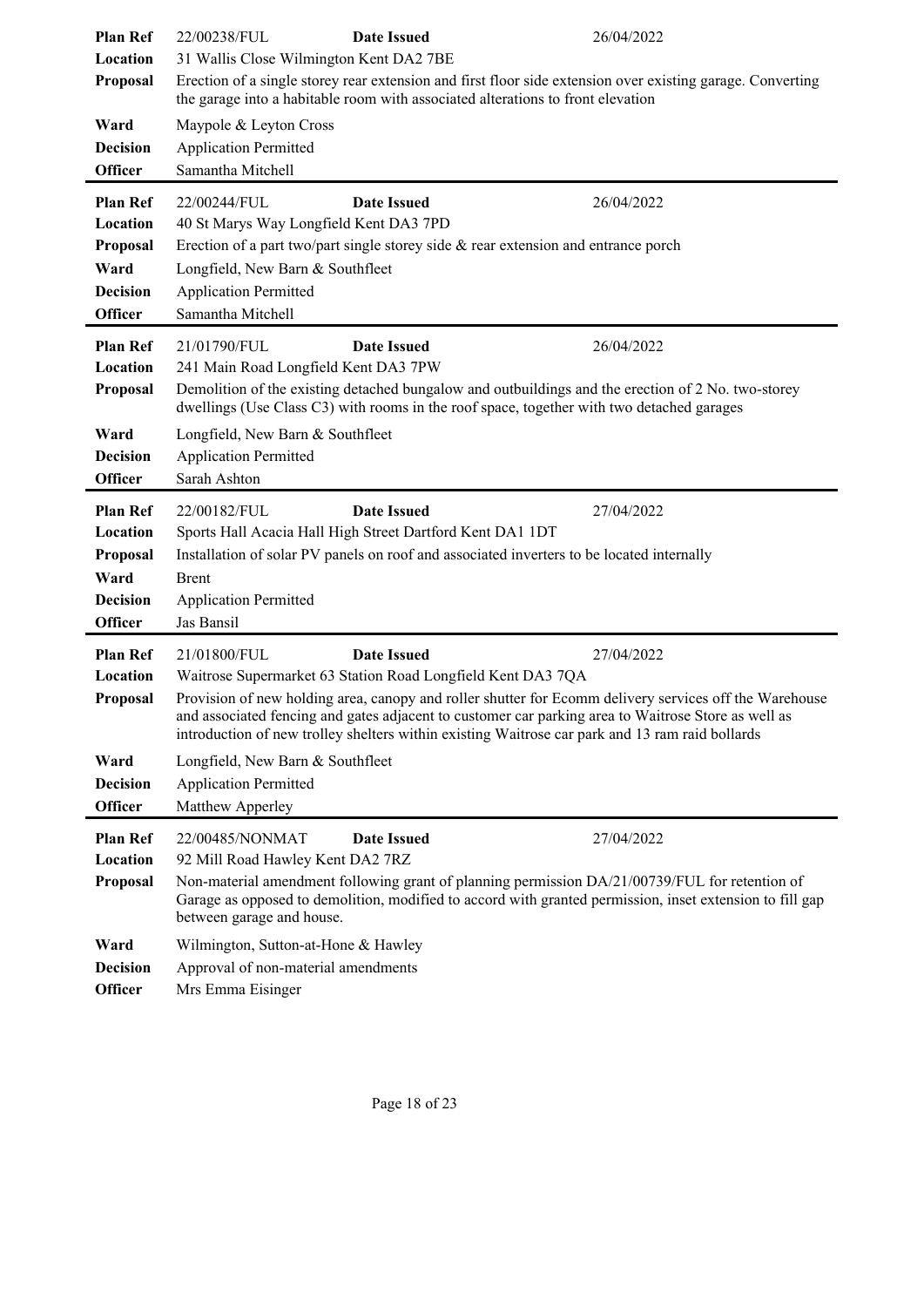| | | | |
|---|---|---|---|
| **Plan Ref** | 22/00238/FUL | **Date Issued** | 26/04/2022 |
| **Location** | 31 Wallis Close Wilmington Kent DA2 7BE | | |
| **Proposal** | Erection of a single storey rear extension and first floor side extension over existing garage. Converting the garage into a habitable room with associated alterations to front elevation | | |
| **Ward** | Maypole & Leyton Cross | | |
| **Decision** | Application Permitted | | |
| **Officer** | Samantha Mitchell | | |

| | | | |
|---|---|---|---|
| **Plan Ref** | 22/00244/FUL | **Date Issued** | 26/04/2022 |
| **Location** | 40 St Marys Way Longfield Kent DA3 7PD | | |
| **Proposal** | Erection of a part two/part single storey side & rear extension and entrance porch | | |
| **Ward** | Longfield, New Barn & Southfleet | | |
| **Decision** | Application Permitted | | |
| **Officer** | Samantha Mitchell | | |

| | | | |
|---|---|---|---|
| **Plan Ref** | 21/01790/FUL | **Date Issued** | 26/04/2022 |
| **Location** | 241 Main Road Longfield Kent DA3 7PW | | |
| **Proposal** | Demolition of the existing detached bungalow and outbuildings and the erection of 2 No. two-storey dwellings (Use Class C3) with rooms in the roof space, together with two detached garages | | |
| **Ward** | Longfield, New Barn & Southfleet | | |
| **Decision** | Application Permitted | | |
| **Officer** | Sarah Ashton | | |

| | | | |
|---|---|---|---|
| **Plan Ref** | 22/00182/FUL | **Date Issued** | 27/04/2022 |
| **Location** | Sports Hall Acacia Hall High Street Dartford Kent DA1 1DT | | |
| **Proposal** | Installation of solar PV panels on roof and associated inverters to be located internally | | |
| **Ward** | Brent | | |
| **Decision** | Application Permitted | | |
| **Officer** | Jas Bansil | | |

| | | | |
|---|---|---|---|
| **Plan Ref** | 21/01800/FUL | **Date Issued** | 27/04/2022 |
| **Location** | Waitrose Supermarket 63 Station Road Longfield Kent DA3 7QA | | |
| **Proposal** | Provision of new holding area, canopy and roller shutter for Ecomm delivery services off the Warehouse and associated fencing and gates adjacent to customer car parking area to Waitrose Store as well as introduction of new trolley shelters within existing Waitrose car park and 13 ram raid bollards | | |
| **Ward** | Longfield, New Barn & Southfleet | | |
| **Decision** | Application Permitted | | |
| **Officer** | Matthew Apperley | | |

| | | | |
|---|---|---|---|
| **Plan Ref** | 22/00485/NONMAT | **Date Issued** | 27/04/2022 |
| **Location** | 92 Mill Road Hawley Kent DA2 7RZ | | |
| **Proposal** | Non-material amendment following grant of planning permission DA/21/00739/FUL for retention of Garage as opposed to demolition, modified to accord with granted permission, inset extension to fill gap between garage and house. | | |
| **Ward** | Wilmington, Sutton-at-Hone & Hawley | | |
| **Decision** | Approval of non-material amendments | | |
| **Officer** | Mrs Emma Eisinger | | |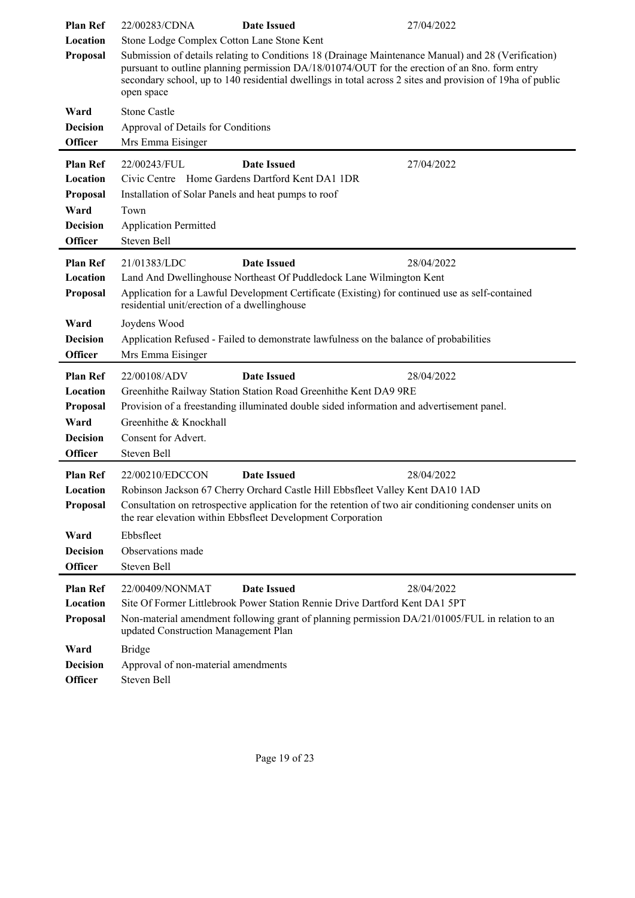| | | | |
|---|---|---|---|
| **Plan Ref** | 22/00283/CDNA | **Date Issued** | 27/04/2022 |
| **Location** | Stone Lodge Complex Cotton Lane Stone Kent | | |
| **Proposal** | Submission of details relating to Conditions 18 (Drainage Maintenance Manual) and 28 (Verification) pursuant to outline planning permission DA/18/01074/OUT for the erection of an 8no. form entry secondary school, up to 140 residential dwellings in total across 2 sites and provision of 19ha of public open space | | |
| **Ward** | Stone Castle | | |
| **Decision** | Approval of Details for Conditions | | |
| **Officer** | Mrs Emma Eisinger | | |

| | | | |
|---|---|---|---|
| **Plan Ref** | 22/00243/FUL | **Date Issued** | 27/04/2022 |
| **Location** | Civic Centre Home Gardens Dartford Kent DA1 1DR | | |
| **Proposal** | Installation of Solar Panels and heat pumps to roof | | |
| **Ward** | Town | | |
| **Decision** | Application Permitted | | |
| **Officer** | Steven Bell | | |

| | | | |
|---|---|---|---|
| **Plan Ref** | 21/01383/LDC | **Date Issued** | 28/04/2022 |
| **Location** | Land And Dwellinghouse Northeast Of Puddledock Lane Wilmington Kent | | |
| **Proposal** | Application for a Lawful Development Certificate (Existing) for continued use as self-contained residential unit/erection of a dwellinghouse | | |
| **Ward** | Joydens Wood | | |
| **Decision** | Application Refused - Failed to demonstrate lawfulness on the balance of probabilities | | |
| **Officer** | Mrs Emma Eisinger | | |

| | | | |
|---|---|---|---|
| **Plan Ref** | 22/00108/ADV | **Date Issued** | 28/04/2022 |
| **Location** | Greenhithe Railway Station Station Road Greenhithe Kent DA9 9RE | | |
| **Proposal** | Provision of a freestanding illuminated double sided information and advertisement panel. | | |
| **Ward** | Greenhithe & Knockhall | | |
| **Decision** | Consent for Advert. | | |
| **Officer** | Steven Bell | | |

| | | | |
|---|---|---|---|
| **Plan Ref** | 22/00210/EDCCON | **Date Issued** | 28/04/2022 |
| **Location** | Robinson Jackson 67 Cherry Orchard Castle Hill Ebbsfleet Valley Kent DA10 1AD | | |
| **Proposal** | Consultation on retrospective application for the retention of two air conditioning condenser units on the rear elevation within Ebbsfleet Development Corporation | | |
| **Ward** | Ebbsfleet | | |
| **Decision** | Observations made | | |
| **Officer** | Steven Bell | | |

| | | | |
|---|---|---|---|
| **Plan Ref** | 22/00409/NONMAT | **Date Issued** | 28/04/2022 |
| **Location** | Site Of Former Littlebrook Power Station Rennie Drive Dartford Kent DA1 5PT | | |
| **Proposal** | Non-material amendment following grant of planning permission DA/21/01005/FUL in relation to an updated Construction Management Plan | | |
| **Ward** | Bridge | | |
| **Decision** | Approval of non-material amendments | | |
| **Officer** | Steven Bell | | |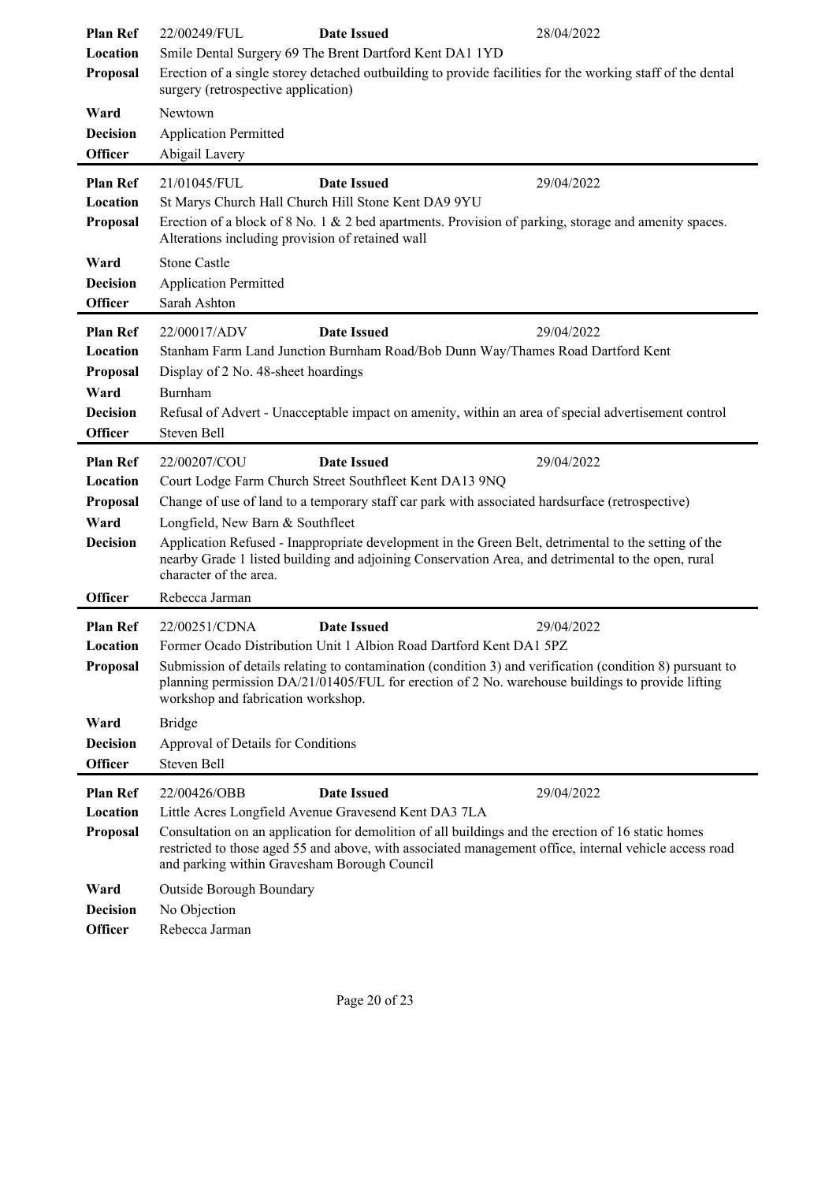| | | | |
|---|---|---|---|
| **Plan Ref** | 22/00249/FUL | **Date Issued** | 28/04/2022 |
| **Location** | Smile Dental Surgery 69 The Brent Dartford Kent DA1 1YD | | |
| **Proposal** | Erection of a single storey detached outbuilding to provide facilities for the working staff of the dental surgery (retrospective application) | | |
| **Ward** | Newtown | | |
| **Decision** | Application Permitted | | |
| **Officer** | Abigail Lavery | | |

| | | | |
|---|---|---|---|
| **Plan Ref** | 21/01045/FUL | **Date Issued** | 29/04/2022 |
| **Location** | St Marys Church Hall Church Hill Stone Kent DA9 9YU | | |
| **Proposal** | Erection of a block of 8 No. 1 & 2 bed apartments. Provision of parking, storage and amenity spaces. Alterations including provision of retained wall | | |
| **Ward** | Stone Castle | | |
| **Decision** | Application Permitted | | |
| **Officer** | Sarah Ashton | | |

| | | | |
|---|---|---|---|
| **Plan Ref** | 22/00017/ADV | **Date Issued** | 29/04/2022 |
| **Location** | Stanham Farm Land Junction Burnham Road/Bob Dunn Way/Thames Road Dartford Kent | | |
| **Proposal** | Display of 2 No. 48-sheet hoardings | | |
| **Ward** | Burnham | | |
| **Decision** | Refusal of Advert - Unacceptable impact on amenity, within an area of special advertisement control | | |
| **Officer** | Steven Bell | | |

| | | | |
|---|---|---|---|
| **Plan Ref** | 22/00207/COU | **Date Issued** | 29/04/2022 |
| **Location** | Court Lodge Farm Church Street Southfleet Kent DA13 9NQ | | |
| **Proposal** | Change of use of land to a temporary staff car park with associated hardsurface (retrospective) | | |
| **Ward** | Longfield, New Barn & Southfleet | | |
| **Decision** | Application Refused - Inappropriate development in the Green Belt, detrimental to the setting of the nearby Grade 1 listed building and adjoining Conservation Area, and detrimental to the open, rural character of the area. | | |
| **Officer** | Rebecca Jarman | | |

| | | | |
|---|---|---|---|
| **Plan Ref** | 22/00251/CDNA | **Date Issued** | 29/04/2022 |
| **Location** | Former Ocado Distribution Unit 1 Albion Road Dartford Kent DA1 5PZ | | |
| **Proposal** | Submission of details relating to contamination (condition 3) and verification (condition 8) pursuant to planning permission DA/21/01405/FUL for erection of 2 No. warehouse buildings to provide lifting workshop and fabrication workshop. | | |
| **Ward** | Bridge | | |
| **Decision** | Approval of Details for Conditions | | |
| **Officer** | Steven Bell | | |

| | | | |
|---|---|---|---|
| **Plan Ref** | 22/00426/OBB | **Date Issued** | 29/04/2022 |
| **Location** | Little Acres Longfield Avenue Gravesend Kent DA3 7LA | | |
| **Proposal** | Consultation on an application for demolition of all buildings and the erection of 16 static homes restricted to those aged 55 and above, with associated management office, internal vehicle access road and parking within Gravesham Borough Council | | |
| **Ward** | Outside Borough Boundary | | |
| **Decision** | No Objection | | |
| **Officer** | Rebecca Jarman | | |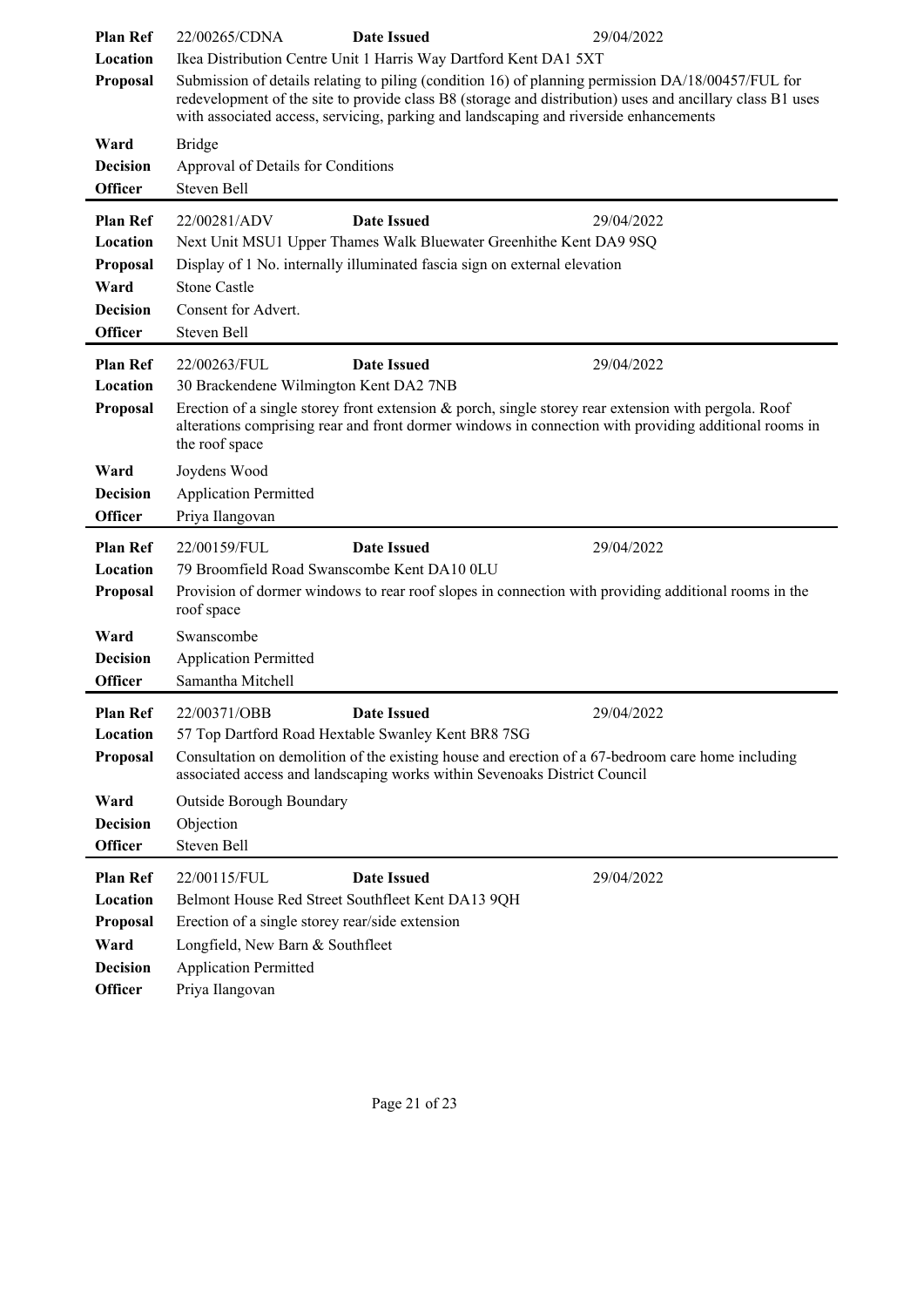| | | | |
|---|---|---|---|
| **Plan Ref** | 22/00265/CDNA | **Date Issued** | 29/04/2022 |
| **Location** | Ikea Distribution Centre Unit 1 Harris Way Dartford Kent DA1 5XT | | |
| **Proposal** | Submission of details relating to piling (condition 16) of planning permission DA/18/00457/FUL for redevelopment of the site to provide class B8 (storage and distribution) uses and ancillary class B1 uses with associated access, servicing, parking and landscaping and riverside enhancements | | |
| **Ward** | Bridge | | |
| **Decision** | Approval of Details for Conditions | | |
| **Officer** | Steven Bell | | |

| | | | |
|---|---|---|---|
| **Plan Ref** | 22/00281/ADV | **Date Issued** | 29/04/2022 |
| **Location** | Next Unit MSU1 Upper Thames Walk Bluewater Greenhithe Kent DA9 9SQ | | |
| **Proposal** | Display of 1 No. internally illuminated fascia sign on external elevation | | |
| **Ward** | Stone Castle | | |
| **Decision** | Consent for Advert. | | |
| **Officer** | Steven Bell | | |

| | | | |
|---|---|---|---|
| **Plan Ref** | 22/00263/FUL | **Date Issued** | 29/04/2022 |
| **Location** | 30 Brackendene Wilmington Kent DA2 7NB | | |
| **Proposal** | Erection of a single storey front extension & porch, single storey rear extension with pergola. Roof alterations comprising rear and front dormer windows in connection with providing additional rooms in the roof space | | |
| **Ward** | Joydens Wood | | |
| **Decision** | Application Permitted | | |
| **Officer** | Priya Ilangovan | | |

| | | | |
|---|---|---|---|
| **Plan Ref** | 22/00159/FUL | **Date Issued** | 29/04/2022 |
| **Location** | 79 Broomfield Road Swanscombe Kent DA10 0LU | | |
| **Proposal** | Provision of dormer windows to rear roof slopes in connection with providing additional rooms in the roof space | | |
| **Ward** | Swanscombe | | |
| **Decision** | Application Permitted | | |
| **Officer** | Samantha Mitchell | | |

| | | | |
|---|---|---|---|
| **Plan Ref** | 22/00371/OBB | **Date Issued** | 29/04/2022 |
| **Location** | 57 Top Dartford Road Hextable Swanley Kent BR8 7SG | | |
| **Proposal** | Consultation on demolition of the existing house and erection of a 67-bedroom care home including associated access and landscaping works within Sevenoaks District Council | | |
| **Ward** | Outside Borough Boundary | | |
| **Decision** | Objection | | |
| **Officer** | Steven Bell | | |

| | | | |
|---|---|---|---|
| **Plan Ref** | 22/00115/FUL | **Date Issued** | 29/04/2022 |
| **Location** | Belmont House Red Street Southfleet Kent DA13 9QH | | |
| **Proposal** | Erection of a single storey rear/side extension | | |
| **Ward** | Longfield, New Barn & Southfleet | | |
| **Decision** | Application Permitted | | |
| **Officer** | Priya Ilangovan | | |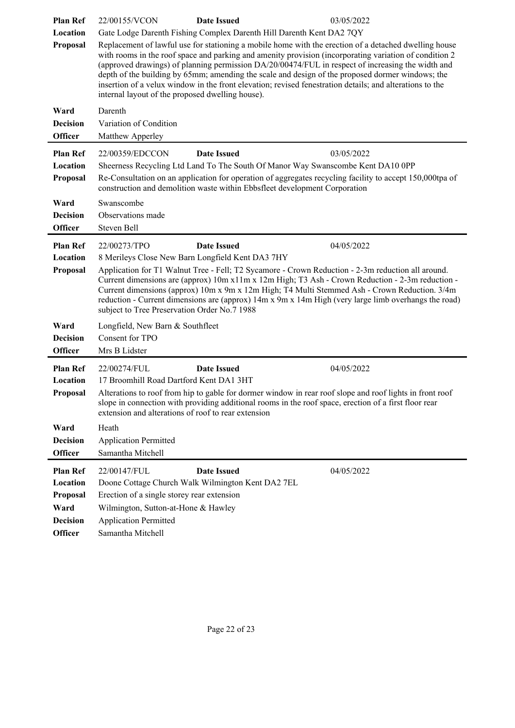| | | | |
|---|---|---|---|
| **Plan Ref** | 22/00155/VCON | **Date Issued** | 03/05/2022 |
| **Location** | Gate Lodge Darenth Fishing Complex Darenth Hill Darenth Kent DA2 7QY | | |
| **Proposal** | Replacement of lawful use for stationing a mobile home with the erection of a detached dwelling house with rooms in the roof space and parking and amenity provision (incorporating variation of condition 2 (approved drawings) of planning permission DA/20/00474/FUL in respect of increasing the width and depth of the building by 65mm; amending the scale and design of the proposed dormer windows; the insertion of a velux window in the front elevation; revised fenestration details; and alterations to the internal layout of the proposed dwelling house). | | |
| **Ward** | Darenth | | |
| **Decision** | Variation of Condition | | |
| **Officer** | Matthew Apperley | | |

| | | | |
|---|---|---|---|
| **Plan Ref** | 22/00359/EDCCON | **Date Issued** | 03/05/2022 |
| **Location** | Sheerness Recycling Ltd Land To The South Of Manor Way Swanscombe Kent DA10 0PP | | |
| **Proposal** | Re-Consultation on an application for operation of aggregates recycling facility to accept 150,000tpa of construction and demolition waste within Ebbsfleet development Corporation | | |
| **Ward** | Swanscombe | | |
| **Decision** | Observations made | | |
| **Officer** | Steven Bell | | |

| | | | |
|---|---|---|---|
| **Plan Ref** | 22/00273/TPO | **Date Issued** | 04/05/2022 |
| **Location** | 8 Merileys Close New Barn Longfield Kent DA3 7HY | | |
| **Proposal** | Application for T1 Walnut Tree - Fell; T2 Sycamore - Crown Reduction - 2-3m reduction all around. Current dimensions are (approx) 10m x11m x 12m High; T3 Ash - Crown Reduction - 2-3m reduction - Current dimensions (approx) 10m x 9m x 12m High; T4 Multi Stemmed Ash - Crown Reduction. 3/4m reduction - Current dimensions are (approx) 14m x 9m x 14m High (very large limb overhangs the road) subject to Tree Preservation Order No.7 1988 | | |
| **Ward** | Longfield, New Barn & Southfleet | | |
| **Decision** | Consent for TPO | | |
| **Officer** | Mrs B Lidster | | |

| | | | |
|---|---|---|---|
| **Plan Ref** | 22/00274/FUL | **Date Issued** | 04/05/2022 |
| **Location** | 17 Broomhill Road Dartford Kent DA1 3HT | | |
| **Proposal** | Alterations to roof from hip to gable for dormer window in rear roof slope and roof lights in front roof slope in connection with providing additional rooms in the roof space, erection of a first floor rear extension and alterations of roof to rear extension | | |
| **Ward** | Heath | | |
| **Decision** | Application Permitted | | |
| **Officer** | Samantha Mitchell | | |

| | | | |
|---|---|---|---|
| **Plan Ref** | 22/00147/FUL | **Date Issued** | 04/05/2022 |
| **Location** | Doone Cottage Church Walk Wilmington Kent DA2 7EL | | |
| **Proposal** | Erection of a single storey rear extension | | |
| **Ward** | Wilmington, Sutton-at-Hone & Hawley | | |
| **Decision** | Application Permitted | | |
| **Officer** | Samantha Mitchell | | |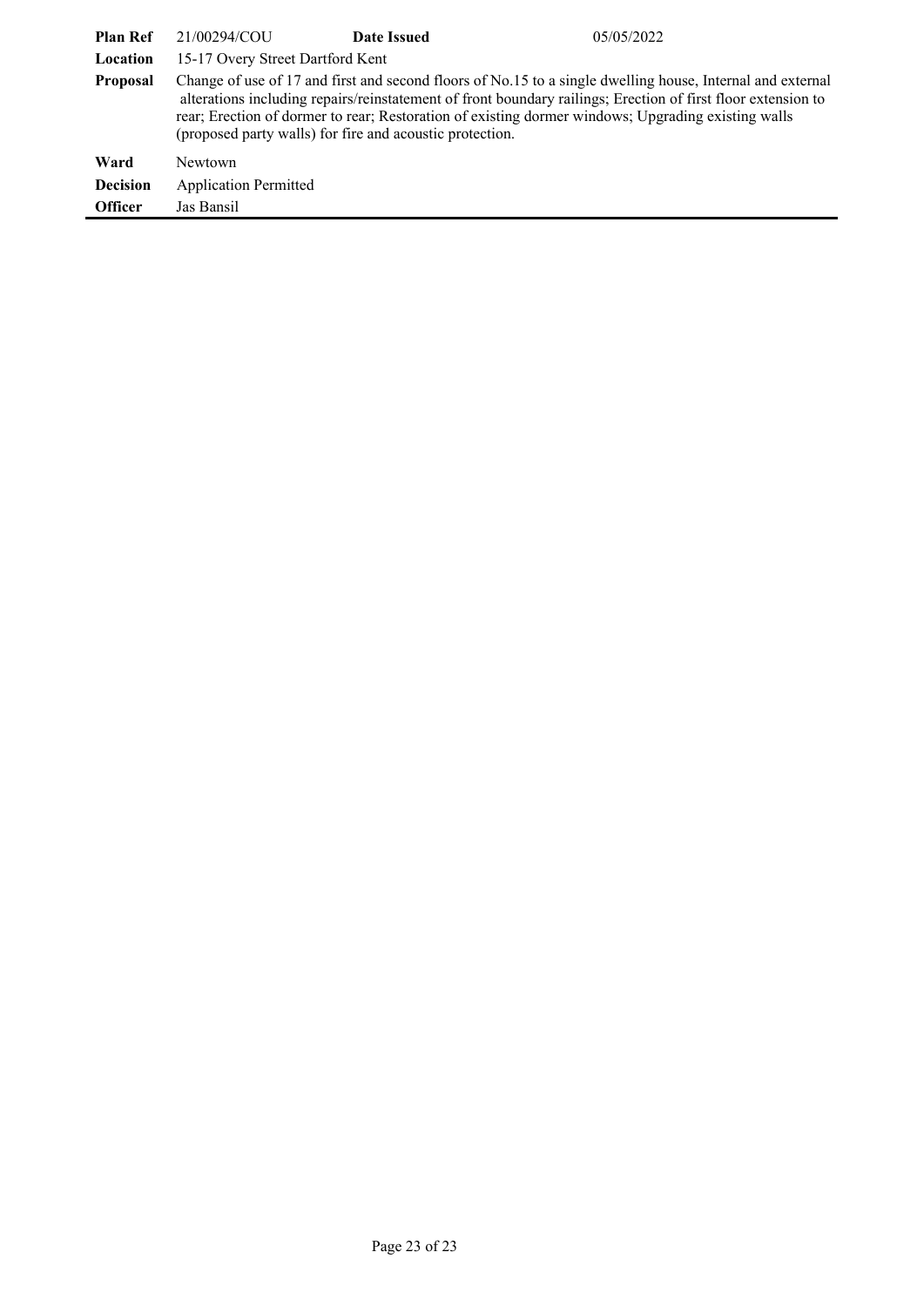| | | | |
|---|---|---|---|
| **Plan Ref** | 21/00294/COU | **Date Issued** | 05/05/2022 |
| **Location** | 15-17 Overy Street Dartford Kent | | |
| **Proposal** | Change of use of 17 and first and second floors of No.15 to a single dwelling house, Internal and external alterations including repairs/reinstatement of front boundary railings; Erection of first floor extension to rear; Erection of dormer to rear; Restoration of existing dormer windows; Upgrading existing walls (proposed party walls) for fire and acoustic protection. | | |
| **Ward** | Newtown | | |
| **Decision** | Application Permitted | | |
| **Officer** | Jas Bansil | | |